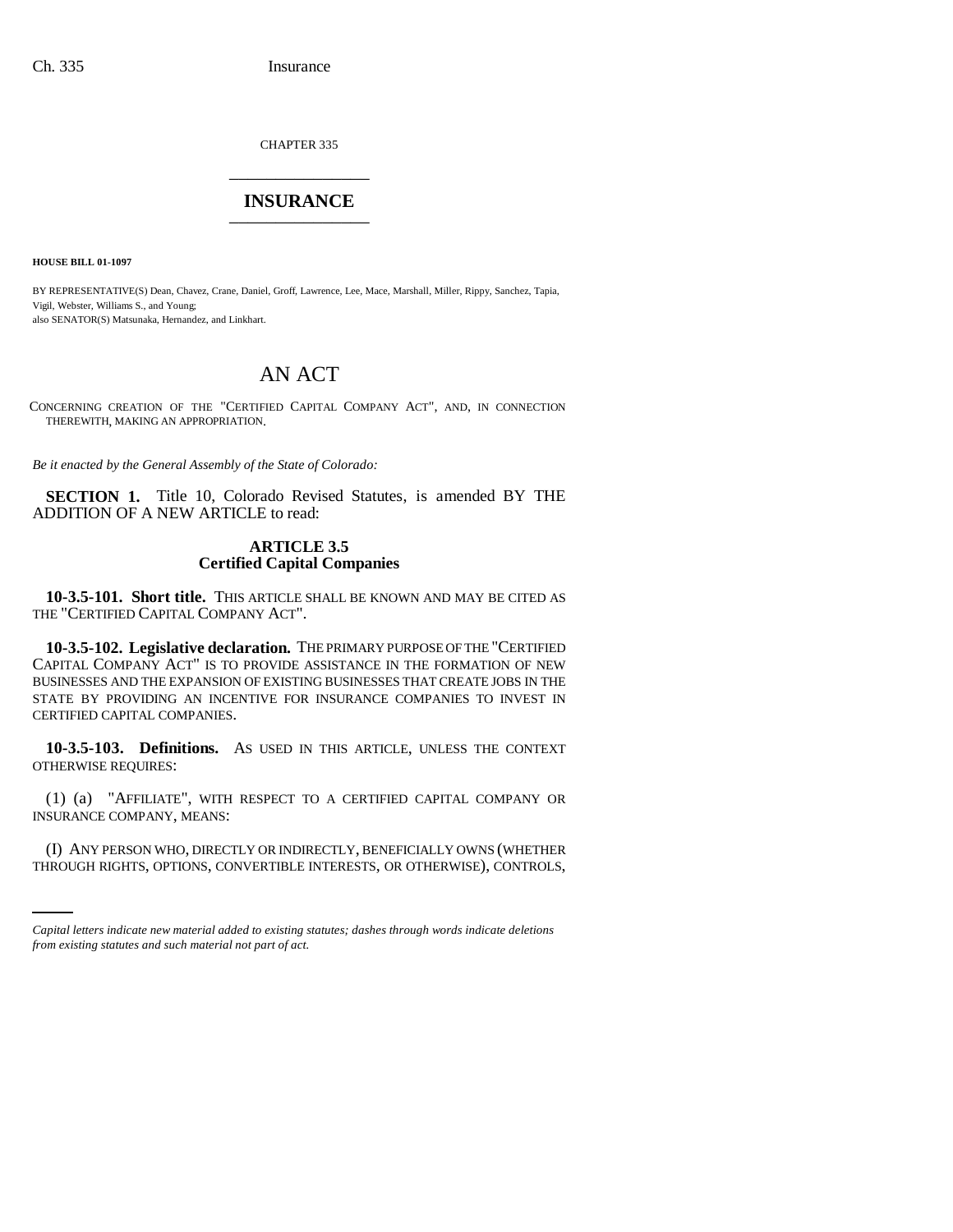CHAPTER 335

# INSURANCE

**HOUSE BILL 01-1097**

BY REPRESENTATIVE(S) Dean, Chavez, Crane, Daniel, Groff, Lawrence, Lee, Mace, Marshall, Miller, Rippy, Sanchez, Tapia, Vigil, Webster, Williams S., and Young;
also SENATOR(S) Matsunaka, Hernandez, and Linkhart.

## AN ACT

CONCERNING CREATION OF THE "CERTIFIED CAPITAL COMPANY ACT", AND, IN CONNECTION THEREWITH, MAKING AN APPROPRIATION.

*Be it enacted by the General Assembly of the State of Colorado:*

**SECTION 1.** Title 10, Colorado Revised Statutes, is amended BY THE ADDITION OF A NEW ARTICLE to read:

**ARTICLE 3.5**
**Certified Capital Companies**

**10-3.5-101. Short title.** THIS ARTICLE SHALL BE KNOWN AND MAY BE CITED AS THE "CERTIFIED CAPITAL COMPANY ACT".

**10-3.5-102. Legislative declaration.** THE PRIMARY PURPOSE OF THE "CERTIFIED CAPITAL COMPANY ACT" IS TO PROVIDE ASSISTANCE IN THE FORMATION OF NEW BUSINESSES AND THE EXPANSION OF EXISTING BUSINESSES THAT CREATE JOBS IN THE STATE BY PROVIDING AN INCENTIVE FOR INSURANCE COMPANIES TO INVEST IN CERTIFIED CAPITAL COMPANIES.

**10-3.5-103. Definitions.** AS USED IN THIS ARTICLE, UNLESS THE CONTEXT OTHERWISE REQUIRES:

(1) (a) "AFFILIATE", WITH RESPECT TO A CERTIFIED CAPITAL COMPANY OR INSURANCE COMPANY, MEANS:

(I) ANY PERSON WHO, DIRECTLY OR INDIRECTLY, BENEFICIALLY OWNS (WHETHER THROUGH RIGHTS, OPTIONS, CONVERTIBLE INTERESTS, OR OTHERWISE), CONTROLS,

*Capital letters indicate new material added to existing statutes; dashes through words indicate deletions from existing statutes and such material not part of act.*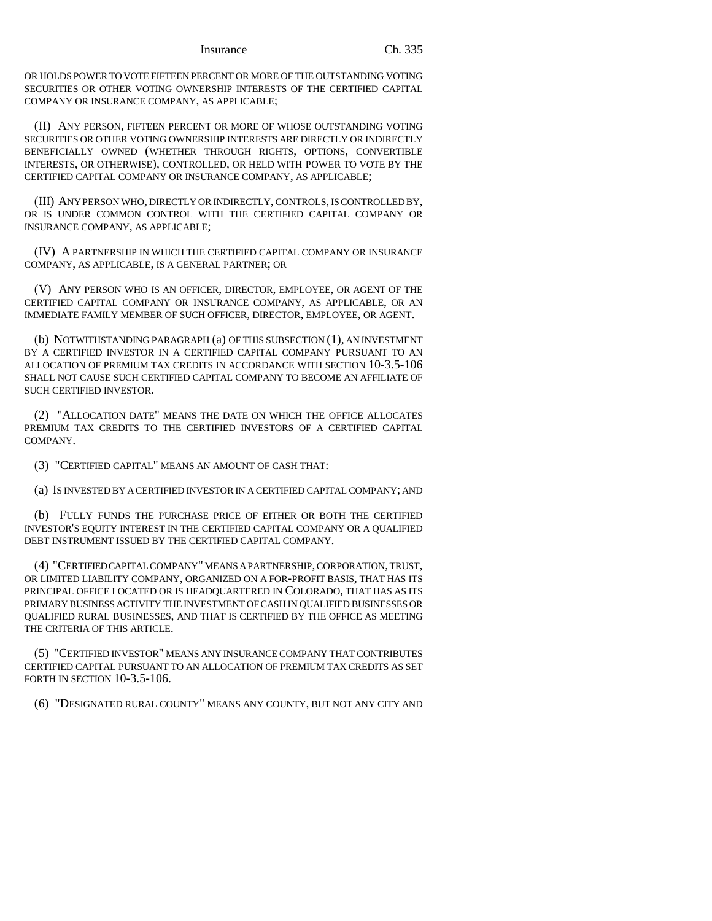OR HOLDS POWER TO VOTE FIFTEEN PERCENT OR MORE OF THE OUTSTANDING VOTING SECURITIES OR OTHER VOTING OWNERSHIP INTERESTS OF THE CERTIFIED CAPITAL COMPANY OR INSURANCE COMPANY, AS APPLICABLE;

(II) ANY PERSON, FIFTEEN PERCENT OR MORE OF WHOSE OUTSTANDING VOTING SECURITIES OR OTHER VOTING OWNERSHIP INTERESTS ARE DIRECTLY OR INDIRECTLY BENEFICIALLY OWNED (WHETHER THROUGH RIGHTS, OPTIONS, CONVERTIBLE INTERESTS, OR OTHERWISE), CONTROLLED, OR HELD WITH POWER TO VOTE BY THE CERTIFIED CAPITAL COMPANY OR INSURANCE COMPANY, AS APPLICABLE;

(III) ANY PERSON WHO, DIRECTLY OR INDIRECTLY, CONTROLS, IS CONTROLLED BY, OR IS UNDER COMMON CONTROL WITH THE CERTIFIED CAPITAL COMPANY OR INSURANCE COMPANY, AS APPLICABLE;

(IV) A PARTNERSHIP IN WHICH THE CERTIFIED CAPITAL COMPANY OR INSURANCE COMPANY, AS APPLICABLE, IS A GENERAL PARTNER; OR

(V) ANY PERSON WHO IS AN OFFICER, DIRECTOR, EMPLOYEE, OR AGENT OF THE CERTIFIED CAPITAL COMPANY OR INSURANCE COMPANY, AS APPLICABLE, OR AN IMMEDIATE FAMILY MEMBER OF SUCH OFFICER, DIRECTOR, EMPLOYEE, OR AGENT.

(b) NOTWITHSTANDING PARAGRAPH (a) OF THIS SUBSECTION (1), AN INVESTMENT BY A CERTIFIED INVESTOR IN A CERTIFIED CAPITAL COMPANY PURSUANT TO AN ALLOCATION OF PREMIUM TAX CREDITS IN ACCORDANCE WITH SECTION 10-3.5-106 SHALL NOT CAUSE SUCH CERTIFIED CAPITAL COMPANY TO BECOME AN AFFILIATE OF SUCH CERTIFIED INVESTOR.

(2) "ALLOCATION DATE" MEANS THE DATE ON WHICH THE OFFICE ALLOCATES PREMIUM TAX CREDITS TO THE CERTIFIED INVESTORS OF A CERTIFIED CAPITAL COMPANY.

(3) "CERTIFIED CAPITAL" MEANS AN AMOUNT OF CASH THAT:

(a) IS INVESTED BY A CERTIFIED INVESTOR IN A CERTIFIED CAPITAL COMPANY; AND

(b) FULLY FUNDS THE PURCHASE PRICE OF EITHER OR BOTH THE CERTIFIED INVESTOR'S EQUITY INTEREST IN THE CERTIFIED CAPITAL COMPANY OR A QUALIFIED DEBT INSTRUMENT ISSUED BY THE CERTIFIED CAPITAL COMPANY.

(4) "CERTIFIED CAPITAL COMPANY" MEANS A PARTNERSHIP, CORPORATION, TRUST, OR LIMITED LIABILITY COMPANY, ORGANIZED ON A FOR-PROFIT BASIS, THAT HAS ITS PRINCIPAL OFFICE LOCATED OR IS HEADQUARTERED IN COLORADO, THAT HAS AS ITS PRIMARY BUSINESS ACTIVITY THE INVESTMENT OF CASH IN QUALIFIED BUSINESSES OR QUALIFIED RURAL BUSINESSES, AND THAT IS CERTIFIED BY THE OFFICE AS MEETING THE CRITERIA OF THIS ARTICLE.

(5) "CERTIFIED INVESTOR" MEANS ANY INSURANCE COMPANY THAT CONTRIBUTES CERTIFIED CAPITAL PURSUANT TO AN ALLOCATION OF PREMIUM TAX CREDITS AS SET FORTH IN SECTION 10-3.5-106.

(6) "DESIGNATED RURAL COUNTY" MEANS ANY COUNTY, BUT NOT ANY CITY AND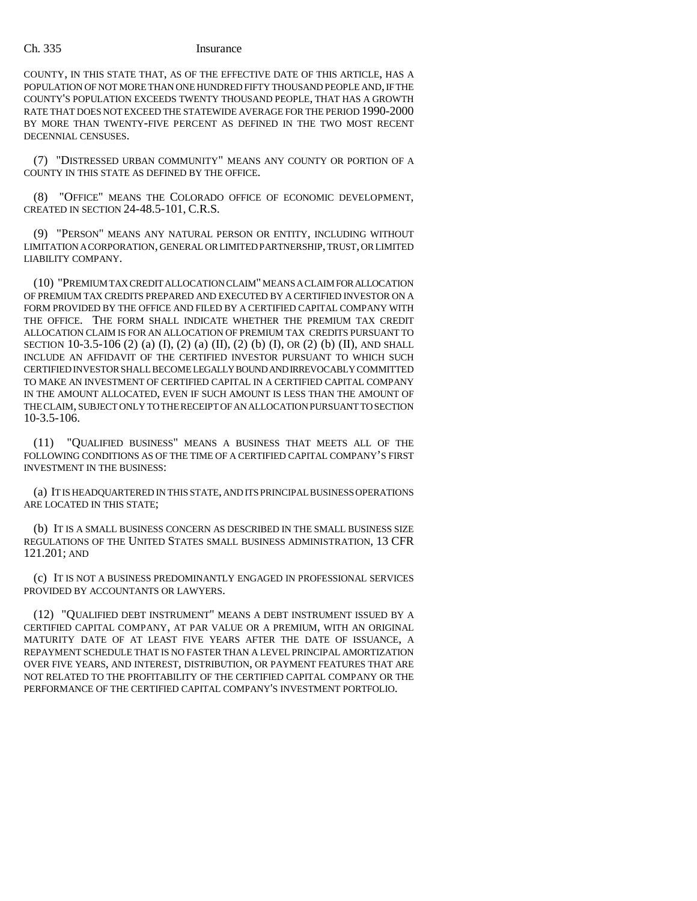COUNTY, IN THIS STATE THAT, AS OF THE EFFECTIVE DATE OF THIS ARTICLE, HAS A POPULATION OF NOT MORE THAN ONE HUNDRED FIFTY THOUSAND PEOPLE AND, IF THE COUNTY'S POPULATION EXCEEDS TWENTY THOUSAND PEOPLE, THAT HAS A GROWTH RATE THAT DOES NOT EXCEED THE STATEWIDE AVERAGE FOR THE PERIOD 1990-2000 BY MORE THAN TWENTY-FIVE PERCENT AS DEFINED IN THE TWO MOST RECENT DECENNIAL CENSUSES.

(7) "DISTRESSED URBAN COMMUNITY" MEANS ANY COUNTY OR PORTION OF A COUNTY IN THIS STATE AS DEFINED BY THE OFFICE.

(8) "OFFICE" MEANS THE COLORADO OFFICE OF ECONOMIC DEVELOPMENT, CREATED IN SECTION 24-48.5-101, C.R.S.

(9) "PERSON" MEANS ANY NATURAL PERSON OR ENTITY, INCLUDING WITHOUT LIMITATION A CORPORATION, GENERAL OR LIMITED PARTNERSHIP, TRUST, OR LIMITED LIABILITY COMPANY.

(10) "PREMIUM TAX CREDIT ALLOCATION CLAIM" MEANS A CLAIM FOR ALLOCATION OF PREMIUM TAX CREDITS PREPARED AND EXECUTED BY A CERTIFIED INVESTOR ON A FORM PROVIDED BY THE OFFICE AND FILED BY A CERTIFIED CAPITAL COMPANY WITH THE OFFICE. THE FORM SHALL INDICATE WHETHER THE PREMIUM TAX CREDIT ALLOCATION CLAIM IS FOR AN ALLOCATION OF PREMIUM TAX CREDITS PURSUANT TO SECTION 10-3.5-106 (2) (a) (I), (2) (a) (II), (2) (b) (I), OR (2) (b) (II), AND SHALL INCLUDE AN AFFIDAVIT OF THE CERTIFIED INVESTOR PURSUANT TO WHICH SUCH CERTIFIED INVESTOR SHALL BECOME LEGALLY BOUND AND IRREVOCABLY COMMITTED TO MAKE AN INVESTMENT OF CERTIFIED CAPITAL IN A CERTIFIED CAPITAL COMPANY IN THE AMOUNT ALLOCATED, EVEN IF SUCH AMOUNT IS LESS THAN THE AMOUNT OF THE CLAIM, SUBJECT ONLY TO THE RECEIPT OF AN ALLOCATION PURSUANT TO SECTION 10-3.5-106.

(11) "QUALIFIED BUSINESS" MEANS A BUSINESS THAT MEETS ALL OF THE FOLLOWING CONDITIONS AS OF THE TIME OF A CERTIFIED CAPITAL COMPANY'S FIRST INVESTMENT IN THE BUSINESS:

(a) IT IS HEADQUARTERED IN THIS STATE, AND ITS PRINCIPAL BUSINESS OPERATIONS ARE LOCATED IN THIS STATE;

(b) IT IS A SMALL BUSINESS CONCERN AS DESCRIBED IN THE SMALL BUSINESS SIZE REGULATIONS OF THE UNITED STATES SMALL BUSINESS ADMINISTRATION, 13 CFR 121.201; AND

(c) IT IS NOT A BUSINESS PREDOMINANTLY ENGAGED IN PROFESSIONAL SERVICES PROVIDED BY ACCOUNTANTS OR LAWYERS.

(12) "QUALIFIED DEBT INSTRUMENT" MEANS A DEBT INSTRUMENT ISSUED BY A CERTIFIED CAPITAL COMPANY, AT PAR VALUE OR A PREMIUM, WITH AN ORIGINAL MATURITY DATE OF AT LEAST FIVE YEARS AFTER THE DATE OF ISSUANCE, A REPAYMENT SCHEDULE THAT IS NO FASTER THAN A LEVEL PRINCIPAL AMORTIZATION OVER FIVE YEARS, AND INTEREST, DISTRIBUTION, OR PAYMENT FEATURES THAT ARE NOT RELATED TO THE PROFITABILITY OF THE CERTIFIED CAPITAL COMPANY OR THE PERFORMANCE OF THE CERTIFIED CAPITAL COMPANY'S INVESTMENT PORTFOLIO.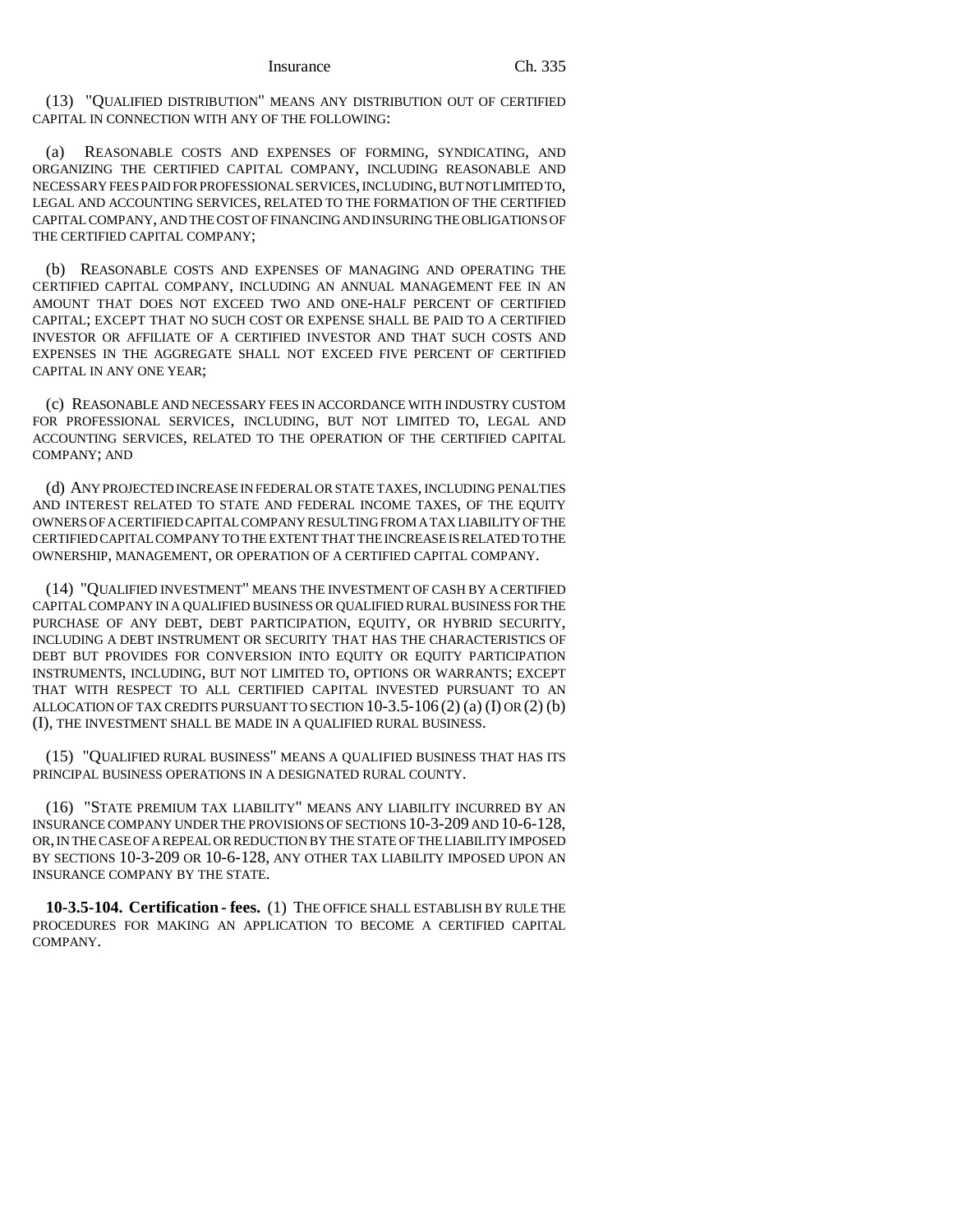(13) "QUALIFIED DISTRIBUTION" MEANS ANY DISTRIBUTION OUT OF CERTIFIED CAPITAL IN CONNECTION WITH ANY OF THE FOLLOWING:

(a) REASONABLE COSTS AND EXPENSES OF FORMING, SYNDICATING, AND ORGANIZING THE CERTIFIED CAPITAL COMPANY, INCLUDING REASONABLE AND NECESSARY FEES PAID FOR PROFESSIONAL SERVICES, INCLUDING, BUT NOT LIMITED TO, LEGAL AND ACCOUNTING SERVICES, RELATED TO THE FORMATION OF THE CERTIFIED CAPITAL COMPANY, AND THE COST OF FINANCING AND INSURING THE OBLIGATIONS OF THE CERTIFIED CAPITAL COMPANY;

(b) REASONABLE COSTS AND EXPENSES OF MANAGING AND OPERATING THE CERTIFIED CAPITAL COMPANY, INCLUDING AN ANNUAL MANAGEMENT FEE IN AN AMOUNT THAT DOES NOT EXCEED TWO AND ONE-HALF PERCENT OF CERTIFIED CAPITAL; EXCEPT THAT NO SUCH COST OR EXPENSE SHALL BE PAID TO A CERTIFIED INVESTOR OR AFFILIATE OF A CERTIFIED INVESTOR AND THAT SUCH COSTS AND EXPENSES IN THE AGGREGATE SHALL NOT EXCEED FIVE PERCENT OF CERTIFIED CAPITAL IN ANY ONE YEAR;

(c) REASONABLE AND NECESSARY FEES IN ACCORDANCE WITH INDUSTRY CUSTOM FOR PROFESSIONAL SERVICES, INCLUDING, BUT NOT LIMITED TO, LEGAL AND ACCOUNTING SERVICES, RELATED TO THE OPERATION OF THE CERTIFIED CAPITAL COMPANY; AND

(d) ANY PROJECTED INCREASE IN FEDERAL OR STATE TAXES, INCLUDING PENALTIES AND INTEREST RELATED TO STATE AND FEDERAL INCOME TAXES, OF THE EQUITY OWNERS OF A CERTIFIED CAPITAL COMPANY RESULTING FROM A TAX LIABILITY OF THE CERTIFIED CAPITAL COMPANY TO THE EXTENT THAT THE INCREASE IS RELATED TO THE OWNERSHIP, MANAGEMENT, OR OPERATION OF A CERTIFIED CAPITAL COMPANY.

(14) "QUALIFIED INVESTMENT" MEANS THE INVESTMENT OF CASH BY A CERTIFIED CAPITAL COMPANY IN A QUALIFIED BUSINESS OR QUALIFIED RURAL BUSINESS FOR THE PURCHASE OF ANY DEBT, DEBT PARTICIPATION, EQUITY, OR HYBRID SECURITY, INCLUDING A DEBT INSTRUMENT OR SECURITY THAT HAS THE CHARACTERISTICS OF DEBT BUT PROVIDES FOR CONVERSION INTO EQUITY OR EQUITY PARTICIPATION INSTRUMENTS, INCLUDING, BUT NOT LIMITED TO, OPTIONS OR WARRANTS; EXCEPT THAT WITH RESPECT TO ALL CERTIFIED CAPITAL INVESTED PURSUANT TO AN ALLOCATION OF TAX CREDITS PURSUANT TO SECTION 10-3.5-106 (2) (a) (I) OR (2) (b) (I), THE INVESTMENT SHALL BE MADE IN A QUALIFIED RURAL BUSINESS.

(15) "QUALIFIED RURAL BUSINESS" MEANS A QUALIFIED BUSINESS THAT HAS ITS PRINCIPAL BUSINESS OPERATIONS IN A DESIGNATED RURAL COUNTY.

(16) "STATE PREMIUM TAX LIABILITY" MEANS ANY LIABILITY INCURRED BY AN INSURANCE COMPANY UNDER THE PROVISIONS OF SECTIONS 10-3-209 AND 10-6-128, OR, IN THE CASE OF A REPEAL OR REDUCTION BY THE STATE OF THE LIABILITY IMPOSED BY SECTIONS 10-3-209 OR 10-6-128, ANY OTHER TAX LIABILITY IMPOSED UPON AN INSURANCE COMPANY BY THE STATE.

**10-3.5-104. Certification - fees.** (1) THE OFFICE SHALL ESTABLISH BY RULE THE PROCEDURES FOR MAKING AN APPLICATION TO BECOME A CERTIFIED CAPITAL COMPANY.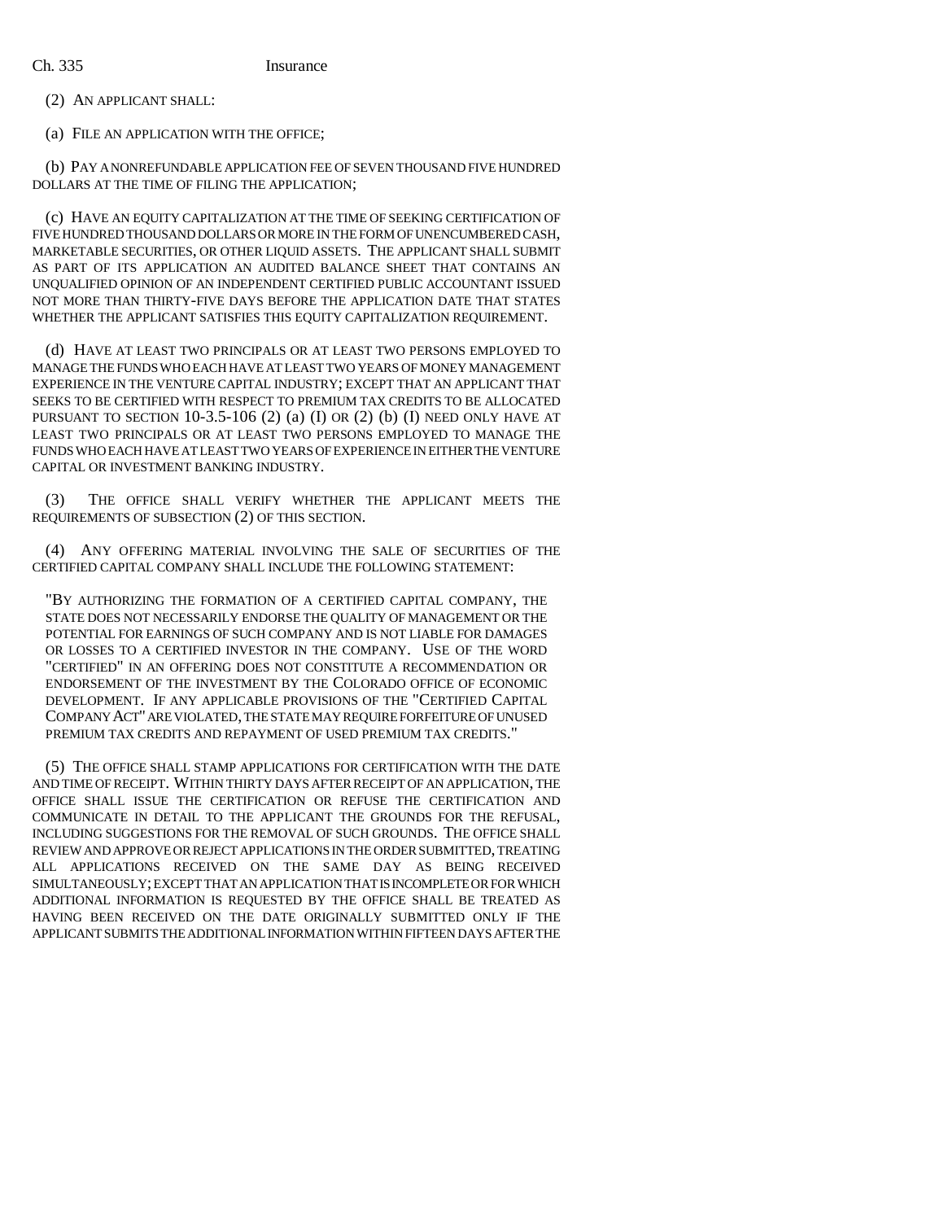(2) AN APPLICANT SHALL:

(a) FILE AN APPLICATION WITH THE OFFICE;

(b) PAY A NONREFUNDABLE APPLICATION FEE OF SEVEN THOUSAND FIVE HUNDRED DOLLARS AT THE TIME OF FILING THE APPLICATION;

(c) HAVE AN EQUITY CAPITALIZATION AT THE TIME OF SEEKING CERTIFICATION OF FIVE HUNDRED THOUSAND DOLLARS OR MORE IN THE FORM OF UNENCUMBERED CASH, MARKETABLE SECURITIES, OR OTHER LIQUID ASSETS. THE APPLICANT SHALL SUBMIT AS PART OF ITS APPLICATION AN AUDITED BALANCE SHEET THAT CONTAINS AN UNQUALIFIED OPINION OF AN INDEPENDENT CERTIFIED PUBLIC ACCOUNTANT ISSUED NOT MORE THAN THIRTY-FIVE DAYS BEFORE THE APPLICATION DATE THAT STATES WHETHER THE APPLICANT SATISFIES THIS EQUITY CAPITALIZATION REQUIREMENT.

(d) HAVE AT LEAST TWO PRINCIPALS OR AT LEAST TWO PERSONS EMPLOYED TO MANAGE THE FUNDS WHO EACH HAVE AT LEAST TWO YEARS OF MONEY MANAGEMENT EXPERIENCE IN THE VENTURE CAPITAL INDUSTRY; EXCEPT THAT AN APPLICANT THAT SEEKS TO BE CERTIFIED WITH RESPECT TO PREMIUM TAX CREDITS TO BE ALLOCATED PURSUANT TO SECTION 10-3.5-106 (2) (a) (I) OR (2) (b) (I) NEED ONLY HAVE AT LEAST TWO PRINCIPALS OR AT LEAST TWO PERSONS EMPLOYED TO MANAGE THE FUNDS WHO EACH HAVE AT LEAST TWO YEARS OF EXPERIENCE IN EITHER THE VENTURE CAPITAL OR INVESTMENT BANKING INDUSTRY.

(3) THE OFFICE SHALL VERIFY WHETHER THE APPLICANT MEETS THE REQUIREMENTS OF SUBSECTION (2) OF THIS SECTION.

(4) ANY OFFERING MATERIAL INVOLVING THE SALE OF SECURITIES OF THE CERTIFIED CAPITAL COMPANY SHALL INCLUDE THE FOLLOWING STATEMENT:

> "BY AUTHORIZING THE FORMATION OF A CERTIFIED CAPITAL COMPANY, THE STATE DOES NOT NECESSARILY ENDORSE THE QUALITY OF MANAGEMENT OR THE POTENTIAL FOR EARNINGS OF SUCH COMPANY AND IS NOT LIABLE FOR DAMAGES OR LOSSES TO A CERTIFIED INVESTOR IN THE COMPANY. USE OF THE WORD "CERTIFIED" IN AN OFFERING DOES NOT CONSTITUTE A RECOMMENDATION OR ENDORSEMENT OF THE INVESTMENT BY THE COLORADO OFFICE OF ECONOMIC DEVELOPMENT. IF ANY APPLICABLE PROVISIONS OF THE "CERTIFIED CAPITAL COMPANY ACT" ARE VIOLATED, THE STATE MAY REQUIRE FORFEITURE OF UNUSED PREMIUM TAX CREDITS AND REPAYMENT OF USED PREMIUM TAX CREDITS."

(5) THE OFFICE SHALL STAMP APPLICATIONS FOR CERTIFICATION WITH THE DATE AND TIME OF RECEIPT. WITHIN THIRTY DAYS AFTER RECEIPT OF AN APPLICATION, THE OFFICE SHALL ISSUE THE CERTIFICATION OR REFUSE THE CERTIFICATION AND COMMUNICATE IN DETAIL TO THE APPLICANT THE GROUNDS FOR THE REFUSAL, INCLUDING SUGGESTIONS FOR THE REMOVAL OF SUCH GROUNDS. THE OFFICE SHALL REVIEW AND APPROVE OR REJECT APPLICATIONS IN THE ORDER SUBMITTED, TREATING ALL APPLICATIONS RECEIVED ON THE SAME DAY AS BEING RECEIVED SIMULTANEOUSLY; EXCEPT THAT AN APPLICATION THAT IS INCOMPLETE OR FOR WHICH ADDITIONAL INFORMATION IS REQUESTED BY THE OFFICE SHALL BE TREATED AS HAVING BEEN RECEIVED ON THE DATE ORIGINALLY SUBMITTED ONLY IF THE APPLICANT SUBMITS THE ADDITIONAL INFORMATION WITHIN FIFTEEN DAYS AFTER THE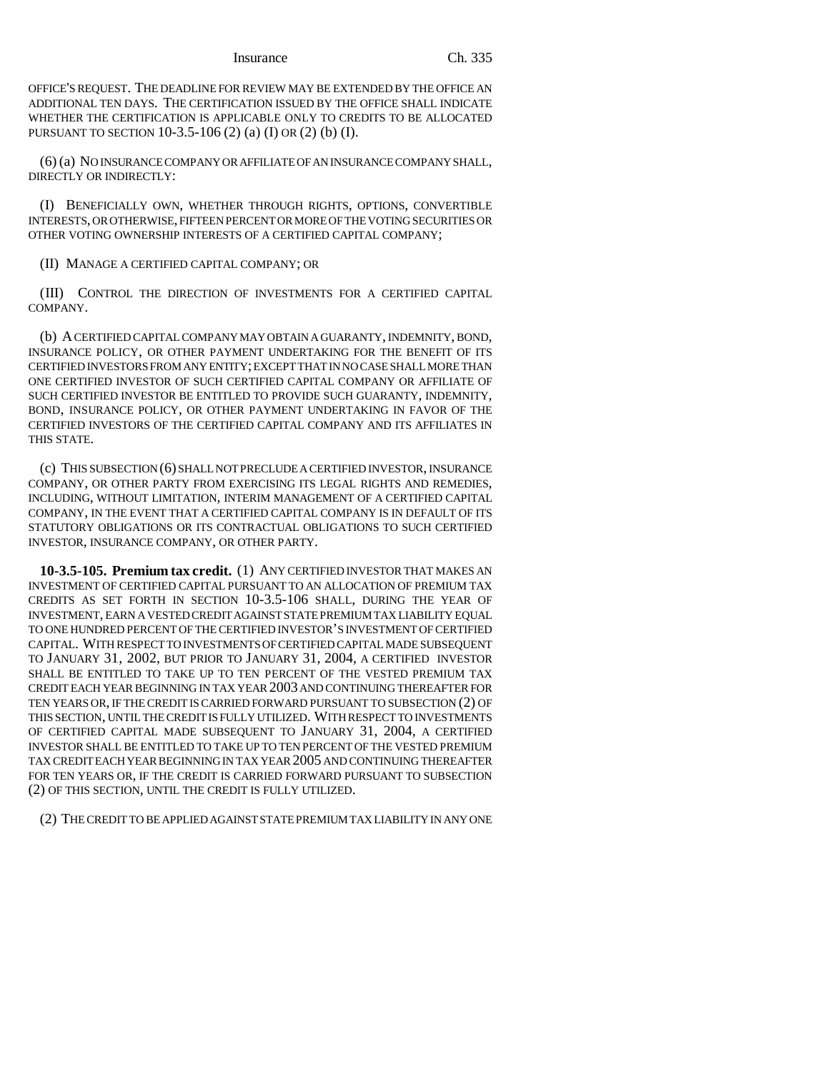OFFICE'S REQUEST. THE DEADLINE FOR REVIEW MAY BE EXTENDED BY THE OFFICE AN ADDITIONAL TEN DAYS. THE CERTIFICATION ISSUED BY THE OFFICE SHALL INDICATE WHETHER THE CERTIFICATION IS APPLICABLE ONLY TO CREDITS TO BE ALLOCATED PURSUANT TO SECTION 10-3.5-106 (2) (a) (I) OR (2) (b) (I).

(6) (a) NO INSURANCE COMPANY OR AFFILIATE OF AN INSURANCE COMPANY SHALL, DIRECTLY OR INDIRECTLY:

(I) BENEFICIALLY OWN, WHETHER THROUGH RIGHTS, OPTIONS, CONVERTIBLE INTERESTS, OR OTHERWISE, FIFTEEN PERCENT OR MORE OF THE VOTING SECURITIES OR OTHER VOTING OWNERSHIP INTERESTS OF A CERTIFIED CAPITAL COMPANY;

(II) MANAGE A CERTIFIED CAPITAL COMPANY; OR

(III) CONTROL THE DIRECTION OF INVESTMENTS FOR A CERTIFIED CAPITAL COMPANY.

(b) A CERTIFIED CAPITAL COMPANY MAY OBTAIN A GUARANTY, INDEMNITY, BOND, INSURANCE POLICY, OR OTHER PAYMENT UNDERTAKING FOR THE BENEFIT OF ITS CERTIFIED INVESTORS FROM ANY ENTITY; EXCEPT THAT IN NO CASE SHALL MORE THAN ONE CERTIFIED INVESTOR OF SUCH CERTIFIED CAPITAL COMPANY OR AFFILIATE OF SUCH CERTIFIED INVESTOR BE ENTITLED TO PROVIDE SUCH GUARANTY, INDEMNITY, BOND, INSURANCE POLICY, OR OTHER PAYMENT UNDERTAKING IN FAVOR OF THE CERTIFIED INVESTORS OF THE CERTIFIED CAPITAL COMPANY AND ITS AFFILIATES IN THIS STATE.

(c) THIS SUBSECTION (6) SHALL NOT PRECLUDE A CERTIFIED INVESTOR, INSURANCE COMPANY, OR OTHER PARTY FROM EXERCISING ITS LEGAL RIGHTS AND REMEDIES, INCLUDING, WITHOUT LIMITATION, INTERIM MANAGEMENT OF A CERTIFIED CAPITAL COMPANY, IN THE EVENT THAT A CERTIFIED CAPITAL COMPANY IS IN DEFAULT OF ITS STATUTORY OBLIGATIONS OR ITS CONTRACTUAL OBLIGATIONS TO SUCH CERTIFIED INVESTOR, INSURANCE COMPANY, OR OTHER PARTY.

**10-3.5-105. Premium tax credit.** (1) ANY CERTIFIED INVESTOR THAT MAKES AN INVESTMENT OF CERTIFIED CAPITAL PURSUANT TO AN ALLOCATION OF PREMIUM TAX CREDITS AS SET FORTH IN SECTION 10-3.5-106 SHALL, DURING THE YEAR OF INVESTMENT, EARN A VESTED CREDIT AGAINST STATE PREMIUM TAX LIABILITY EQUAL TO ONE HUNDRED PERCENT OF THE CERTIFIED INVESTOR'S INVESTMENT OF CERTIFIED CAPITAL. WITH RESPECT TO INVESTMENTS OF CERTIFIED CAPITAL MADE SUBSEQUENT TO JANUARY 31, 2002, BUT PRIOR TO JANUARY 31, 2004, A CERTIFIED INVESTOR SHALL BE ENTITLED TO TAKE UP TO TEN PERCENT OF THE VESTED PREMIUM TAX CREDIT EACH YEAR BEGINNING IN TAX YEAR 2003 AND CONTINUING THEREAFTER FOR TEN YEARS OR, IF THE CREDIT IS CARRIED FORWARD PURSUANT TO SUBSECTION (2) OF THIS SECTION, UNTIL THE CREDIT IS FULLY UTILIZED. WITH RESPECT TO INVESTMENTS OF CERTIFIED CAPITAL MADE SUBSEQUENT TO JANUARY 31, 2004, A CERTIFIED INVESTOR SHALL BE ENTITLED TO TAKE UP TO TEN PERCENT OF THE VESTED PREMIUM TAX CREDIT EACH YEAR BEGINNING IN TAX YEAR 2005 AND CONTINUING THEREAFTER FOR TEN YEARS OR, IF THE CREDIT IS CARRIED FORWARD PURSUANT TO SUBSECTION (2) OF THIS SECTION, UNTIL THE CREDIT IS FULLY UTILIZED.

(2) THE CREDIT TO BE APPLIED AGAINST STATE PREMIUM TAX LIABILITY IN ANY ONE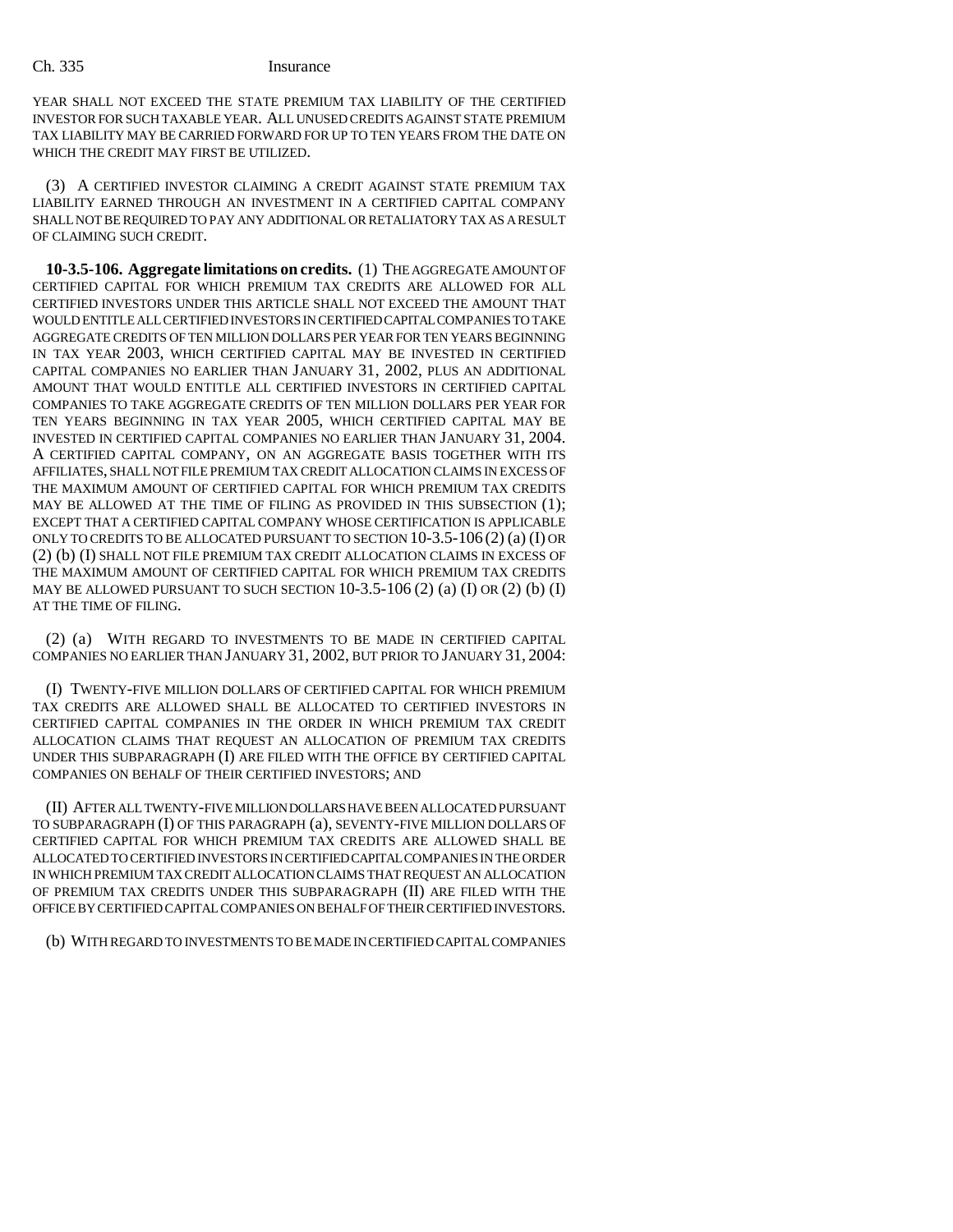YEAR SHALL NOT EXCEED THE STATE PREMIUM TAX LIABILITY OF THE CERTIFIED INVESTOR FOR SUCH TAXABLE YEAR. ALL UNUSED CREDITS AGAINST STATE PREMIUM TAX LIABILITY MAY BE CARRIED FORWARD FOR UP TO TEN YEARS FROM THE DATE ON WHICH THE CREDIT MAY FIRST BE UTILIZED.

(3) A CERTIFIED INVESTOR CLAIMING A CREDIT AGAINST STATE PREMIUM TAX LIABILITY EARNED THROUGH AN INVESTMENT IN A CERTIFIED CAPITAL COMPANY SHALL NOT BE REQUIRED TO PAY ANY ADDITIONAL OR RETALIATORY TAX AS A RESULT OF CLAIMING SUCH CREDIT.

**10-3.5-106. Aggregate limitations on credits.** (1) THE AGGREGATE AMOUNT OF CERTIFIED CAPITAL FOR WHICH PREMIUM TAX CREDITS ARE ALLOWED FOR ALL CERTIFIED INVESTORS UNDER THIS ARTICLE SHALL NOT EXCEED THE AMOUNT THAT WOULD ENTITLE ALL CERTIFIED INVESTORS IN CERTIFIED CAPITAL COMPANIES TO TAKE AGGREGATE CREDITS OF TEN MILLION DOLLARS PER YEAR FOR TEN YEARS BEGINNING IN TAX YEAR 2003, WHICH CERTIFIED CAPITAL MAY BE INVESTED IN CERTIFIED CAPITAL COMPANIES NO EARLIER THAN JANUARY 31, 2002, PLUS AN ADDITIONAL AMOUNT THAT WOULD ENTITLE ALL CERTIFIED INVESTORS IN CERTIFIED CAPITAL COMPANIES TO TAKE AGGREGATE CREDITS OF TEN MILLION DOLLARS PER YEAR FOR TEN YEARS BEGINNING IN TAX YEAR 2005, WHICH CERTIFIED CAPITAL MAY BE INVESTED IN CERTIFIED CAPITAL COMPANIES NO EARLIER THAN JANUARY 31, 2004. A CERTIFIED CAPITAL COMPANY, ON AN AGGREGATE BASIS TOGETHER WITH ITS AFFILIATES, SHALL NOT FILE PREMIUM TAX CREDIT ALLOCATION CLAIMS IN EXCESS OF THE MAXIMUM AMOUNT OF CERTIFIED CAPITAL FOR WHICH PREMIUM TAX CREDITS MAY BE ALLOWED AT THE TIME OF FILING AS PROVIDED IN THIS SUBSECTION (1); EXCEPT THAT A CERTIFIED CAPITAL COMPANY WHOSE CERTIFICATION IS APPLICABLE ONLY TO CREDITS TO BE ALLOCATED PURSUANT TO SECTION 10-3.5-106 (2) (a) (I) OR (2) (b) (I) SHALL NOT FILE PREMIUM TAX CREDIT ALLOCATION CLAIMS IN EXCESS OF THE MAXIMUM AMOUNT OF CERTIFIED CAPITAL FOR WHICH PREMIUM TAX CREDITS MAY BE ALLOWED PURSUANT TO SUCH SECTION 10-3.5-106 (2) (a) (I) OR (2) (b) (I) AT THE TIME OF FILING.

(2) (a) WITH REGARD TO INVESTMENTS TO BE MADE IN CERTIFIED CAPITAL COMPANIES NO EARLIER THAN JANUARY 31, 2002, BUT PRIOR TO JANUARY 31, 2004:

(I) TWENTY-FIVE MILLION DOLLARS OF CERTIFIED CAPITAL FOR WHICH PREMIUM TAX CREDITS ARE ALLOWED SHALL BE ALLOCATED TO CERTIFIED INVESTORS IN CERTIFIED CAPITAL COMPANIES IN THE ORDER IN WHICH PREMIUM TAX CREDIT ALLOCATION CLAIMS THAT REQUEST AN ALLOCATION OF PREMIUM TAX CREDITS UNDER THIS SUBPARAGRAPH (I) ARE FILED WITH THE OFFICE BY CERTIFIED CAPITAL COMPANIES ON BEHALF OF THEIR CERTIFIED INVESTORS; AND

(II) AFTER ALL TWENTY-FIVE MILLION DOLLARS HAVE BEEN ALLOCATED PURSUANT TO SUBPARAGRAPH (I) OF THIS PARAGRAPH (a), SEVENTY-FIVE MILLION DOLLARS OF CERTIFIED CAPITAL FOR WHICH PREMIUM TAX CREDITS ARE ALLOWED SHALL BE ALLOCATED TO CERTIFIED INVESTORS IN CERTIFIED CAPITAL COMPANIES IN THE ORDER IN WHICH PREMIUM TAX CREDIT ALLOCATION CLAIMS THAT REQUEST AN ALLOCATION OF PREMIUM TAX CREDITS UNDER THIS SUBPARAGRAPH (II) ARE FILED WITH THE OFFICE BY CERTIFIED CAPITAL COMPANIES ON BEHALF OF THEIR CERTIFIED INVESTORS.

(b) WITH REGARD TO INVESTMENTS TO BE MADE IN CERTIFIED CAPITAL COMPANIES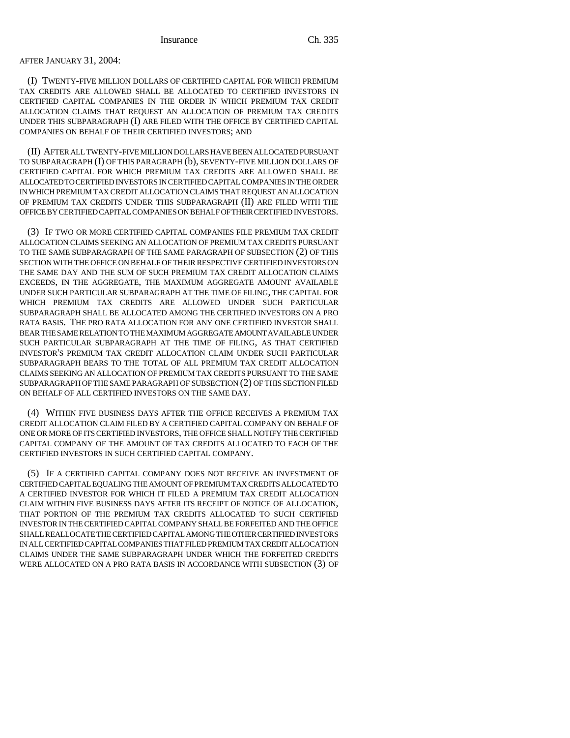AFTER JANUARY 31, 2004:

(I) TWENTY-FIVE MILLION DOLLARS OF CERTIFIED CAPITAL FOR WHICH PREMIUM TAX CREDITS ARE ALLOWED SHALL BE ALLOCATED TO CERTIFIED INVESTORS IN CERTIFIED CAPITAL COMPANIES IN THE ORDER IN WHICH PREMIUM TAX CREDIT ALLOCATION CLAIMS THAT REQUEST AN ALLOCATION OF PREMIUM TAX CREDITS UNDER THIS SUBPARAGRAPH (I) ARE FILED WITH THE OFFICE BY CERTIFIED CAPITAL COMPANIES ON BEHALF OF THEIR CERTIFIED INVESTORS; AND

(II) AFTER ALL TWENTY-FIVE MILLION DOLLARS HAVE BEEN ALLOCATED PURSUANT TO SUBPARAGRAPH (I) OF THIS PARAGRAPH (b), SEVENTY-FIVE MILLION DOLLARS OF CERTIFIED CAPITAL FOR WHICH PREMIUM TAX CREDITS ARE ALLOWED SHALL BE ALLOCATED TO CERTIFIED INVESTORS IN CERTIFIED CAPITAL COMPANIES IN THE ORDER IN WHICH PREMIUM TAX CREDIT ALLOCATION CLAIMS THAT REQUEST AN ALLOCATION OF PREMIUM TAX CREDITS UNDER THIS SUBPARAGRAPH (II) ARE FILED WITH THE OFFICE BY CERTIFIED CAPITAL COMPANIES ON BEHALF OF THEIR CERTIFIED INVESTORS.

(3) IF TWO OR MORE CERTIFIED CAPITAL COMPANIES FILE PREMIUM TAX CREDIT ALLOCATION CLAIMS SEEKING AN ALLOCATION OF PREMIUM TAX CREDITS PURSUANT TO THE SAME SUBPARAGRAPH OF THE SAME PARAGRAPH OF SUBSECTION (2) OF THIS SECTION WITH THE OFFICE ON BEHALF OF THEIR RESPECTIVE CERTIFIED INVESTORS ON THE SAME DAY AND THE SUM OF SUCH PREMIUM TAX CREDIT ALLOCATION CLAIMS EXCEEDS, IN THE AGGREGATE, THE MAXIMUM AGGREGATE AMOUNT AVAILABLE UNDER SUCH PARTICULAR SUBPARAGRAPH AT THE TIME OF FILING, THE CAPITAL FOR WHICH PREMIUM TAX CREDITS ARE ALLOWED UNDER SUCH PARTICULAR SUBPARAGRAPH SHALL BE ALLOCATED AMONG THE CERTIFIED INVESTORS ON A PRO RATA BASIS. THE PRO RATA ALLOCATION FOR ANY ONE CERTIFIED INVESTOR SHALL BEAR THE SAME RELATION TO THE MAXIMUM AGGREGATE AMOUNT AVAILABLE UNDER SUCH PARTICULAR SUBPARAGRAPH AT THE TIME OF FILING, AS THAT CERTIFIED INVESTOR'S PREMIUM TAX CREDIT ALLOCATION CLAIM UNDER SUCH PARTICULAR SUBPARAGRAPH BEARS TO THE TOTAL OF ALL PREMIUM TAX CREDIT ALLOCATION CLAIMS SEEKING AN ALLOCATION OF PREMIUM TAX CREDITS PURSUANT TO THE SAME SUBPARAGRAPH OF THE SAME PARAGRAPH OF SUBSECTION (2) OF THIS SECTION FILED ON BEHALF OF ALL CERTIFIED INVESTORS ON THE SAME DAY.

(4) WITHIN FIVE BUSINESS DAYS AFTER THE OFFICE RECEIVES A PREMIUM TAX CREDIT ALLOCATION CLAIM FILED BY A CERTIFIED CAPITAL COMPANY ON BEHALF OF ONE OR MORE OF ITS CERTIFIED INVESTORS, THE OFFICE SHALL NOTIFY THE CERTIFIED CAPITAL COMPANY OF THE AMOUNT OF TAX CREDITS ALLOCATED TO EACH OF THE CERTIFIED INVESTORS IN SUCH CERTIFIED CAPITAL COMPANY.

(5) IF A CERTIFIED CAPITAL COMPANY DOES NOT RECEIVE AN INVESTMENT OF CERTIFIED CAPITAL EQUALING THE AMOUNT OF PREMIUM TAX CREDITS ALLOCATED TO A CERTIFIED INVESTOR FOR WHICH IT FILED A PREMIUM TAX CREDIT ALLOCATION CLAIM WITHIN FIVE BUSINESS DAYS AFTER ITS RECEIPT OF NOTICE OF ALLOCATION, THAT PORTION OF THE PREMIUM TAX CREDITS ALLOCATED TO SUCH CERTIFIED INVESTOR IN THE CERTIFIED CAPITAL COMPANY SHALL BE FORFEITED AND THE OFFICE SHALL REALLOCATE THE CERTIFIED CAPITAL AMONG THE OTHER CERTIFIED INVESTORS IN ALL CERTIFIED CAPITAL COMPANIES THAT FILED PREMIUM TAX CREDIT ALLOCATION CLAIMS UNDER THE SAME SUBPARAGRAPH UNDER WHICH THE FORFEITED CREDITS WERE ALLOCATED ON A PRO RATA BASIS IN ACCORDANCE WITH SUBSECTION (3) OF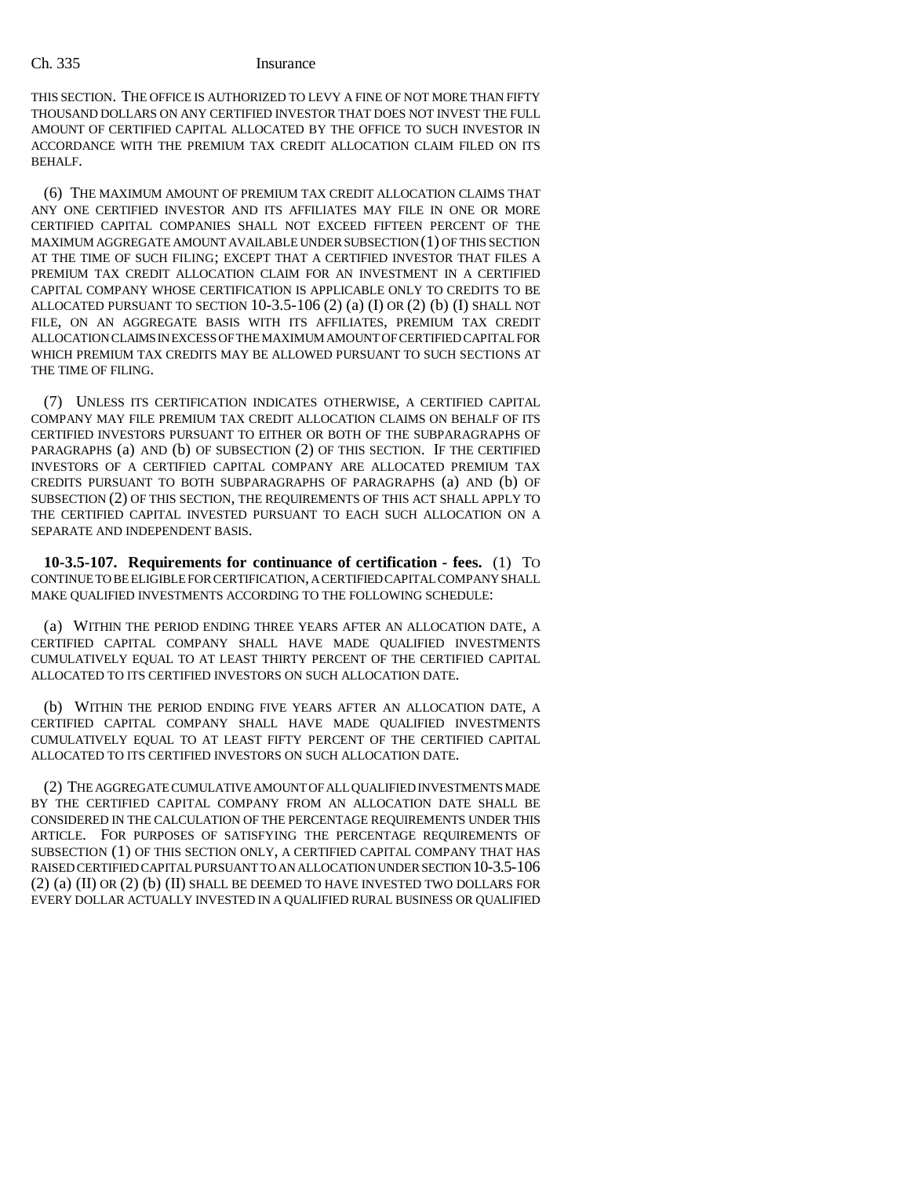THIS SECTION. THE OFFICE IS AUTHORIZED TO LEVY A FINE OF NOT MORE THAN FIFTY THOUSAND DOLLARS ON ANY CERTIFIED INVESTOR THAT DOES NOT INVEST THE FULL AMOUNT OF CERTIFIED CAPITAL ALLOCATED BY THE OFFICE TO SUCH INVESTOR IN ACCORDANCE WITH THE PREMIUM TAX CREDIT ALLOCATION CLAIM FILED ON ITS BEHALF.

(6) THE MAXIMUM AMOUNT OF PREMIUM TAX CREDIT ALLOCATION CLAIMS THAT ANY ONE CERTIFIED INVESTOR AND ITS AFFILIATES MAY FILE IN ONE OR MORE CERTIFIED CAPITAL COMPANIES SHALL NOT EXCEED FIFTEEN PERCENT OF THE MAXIMUM AGGREGATE AMOUNT AVAILABLE UNDER SUBSECTION (1) OF THIS SECTION AT THE TIME OF SUCH FILING; EXCEPT THAT A CERTIFIED INVESTOR THAT FILES A PREMIUM TAX CREDIT ALLOCATION CLAIM FOR AN INVESTMENT IN A CERTIFIED CAPITAL COMPANY WHOSE CERTIFICATION IS APPLICABLE ONLY TO CREDITS TO BE ALLOCATED PURSUANT TO SECTION 10-3.5-106 (2) (a) (I) OR (2) (b) (I) SHALL NOT FILE, ON AN AGGREGATE BASIS WITH ITS AFFILIATES, PREMIUM TAX CREDIT ALLOCATION CLAIMS IN EXCESS OF THE MAXIMUM AMOUNT OF CERTIFIED CAPITAL FOR WHICH PREMIUM TAX CREDITS MAY BE ALLOWED PURSUANT TO SUCH SECTIONS AT THE TIME OF FILING.

(7) UNLESS ITS CERTIFICATION INDICATES OTHERWISE, A CERTIFIED CAPITAL COMPANY MAY FILE PREMIUM TAX CREDIT ALLOCATION CLAIMS ON BEHALF OF ITS CERTIFIED INVESTORS PURSUANT TO EITHER OR BOTH OF THE SUBPARAGRAPHS OF PARAGRAPHS (a) AND (b) OF SUBSECTION (2) OF THIS SECTION. IF THE CERTIFIED INVESTORS OF A CERTIFIED CAPITAL COMPANY ARE ALLOCATED PREMIUM TAX CREDITS PURSUANT TO BOTH SUBPARAGRAPHS OF PARAGRAPHS (a) AND (b) OF SUBSECTION (2) OF THIS SECTION, THE REQUIREMENTS OF THIS ACT SHALL APPLY TO THE CERTIFIED CAPITAL INVESTED PURSUANT TO EACH SUCH ALLOCATION ON A SEPARATE AND INDEPENDENT BASIS.

**10-3.5-107. Requirements for continuance of certification - fees.** (1) TO CONTINUE TO BE ELIGIBLE FOR CERTIFICATION, A CERTIFIED CAPITAL COMPANY SHALL MAKE QUALIFIED INVESTMENTS ACCORDING TO THE FOLLOWING SCHEDULE:

(a) WITHIN THE PERIOD ENDING THREE YEARS AFTER AN ALLOCATION DATE, A CERTIFIED CAPITAL COMPANY SHALL HAVE MADE QUALIFIED INVESTMENTS CUMULATIVELY EQUAL TO AT LEAST THIRTY PERCENT OF THE CERTIFIED CAPITAL ALLOCATED TO ITS CERTIFIED INVESTORS ON SUCH ALLOCATION DATE.

(b) WITHIN THE PERIOD ENDING FIVE YEARS AFTER AN ALLOCATION DATE, A CERTIFIED CAPITAL COMPANY SHALL HAVE MADE QUALIFIED INVESTMENTS CUMULATIVELY EQUAL TO AT LEAST FIFTY PERCENT OF THE CERTIFIED CAPITAL ALLOCATED TO ITS CERTIFIED INVESTORS ON SUCH ALLOCATION DATE.

(2) THE AGGREGATE CUMULATIVE AMOUNT OF ALL QUALIFIED INVESTMENTS MADE BY THE CERTIFIED CAPITAL COMPANY FROM AN ALLOCATION DATE SHALL BE CONSIDERED IN THE CALCULATION OF THE PERCENTAGE REQUIREMENTS UNDER THIS ARTICLE. FOR PURPOSES OF SATISFYING THE PERCENTAGE REQUIREMENTS OF SUBSECTION (1) OF THIS SECTION ONLY, A CERTIFIED CAPITAL COMPANY THAT HAS RAISED CERTIFIED CAPITAL PURSUANT TO AN ALLOCATION UNDER SECTION 10-3.5-106 (2) (a) (II) OR (2) (b) (II) SHALL BE DEEMED TO HAVE INVESTED TWO DOLLARS FOR EVERY DOLLAR ACTUALLY INVESTED IN A QUALIFIED RURAL BUSINESS OR QUALIFIED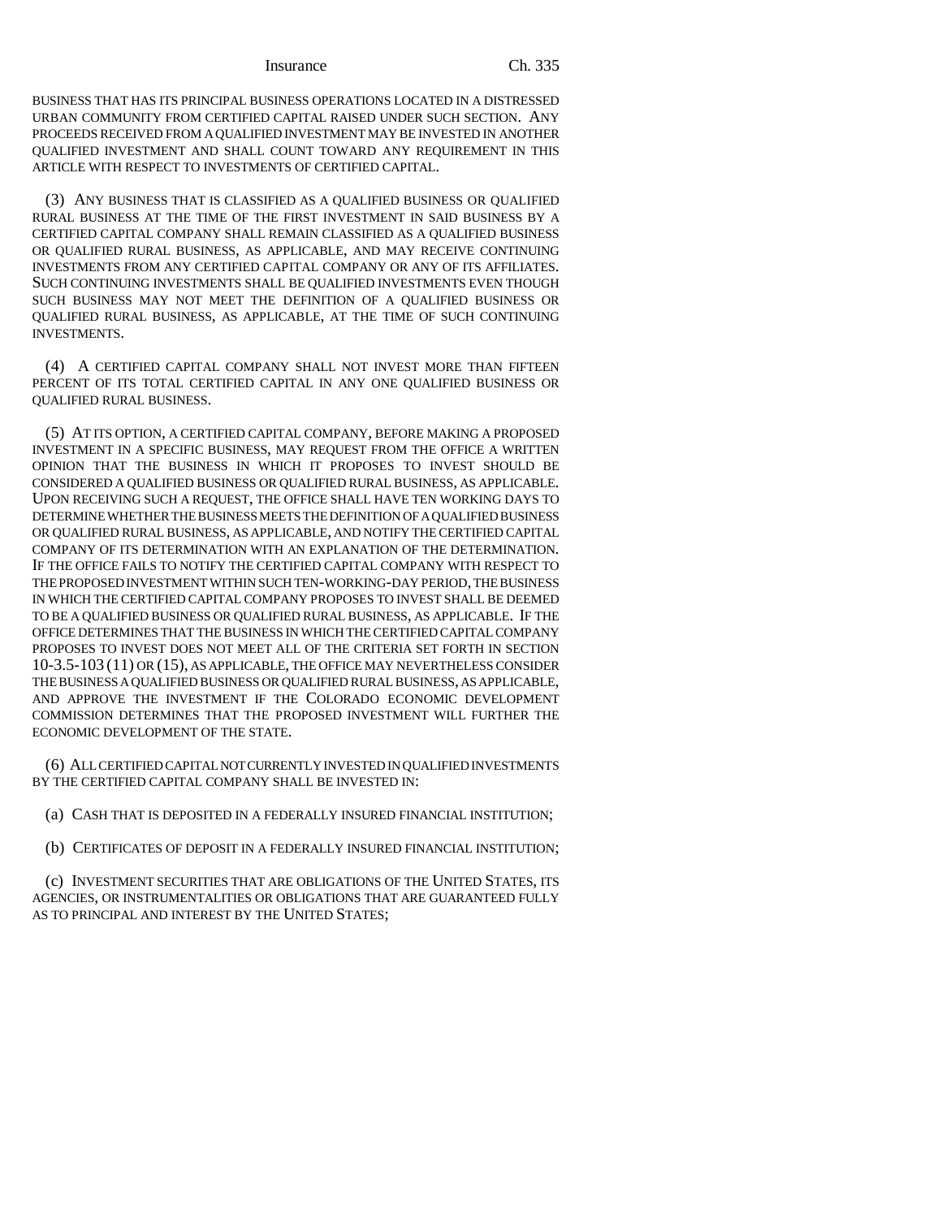BUSINESS THAT HAS ITS PRINCIPAL BUSINESS OPERATIONS LOCATED IN A DISTRESSED URBAN COMMUNITY FROM CERTIFIED CAPITAL RAISED UNDER SUCH SECTION. ANY PROCEEDS RECEIVED FROM A QUALIFIED INVESTMENT MAY BE INVESTED IN ANOTHER QUALIFIED INVESTMENT AND SHALL COUNT TOWARD ANY REQUIREMENT IN THIS ARTICLE WITH RESPECT TO INVESTMENTS OF CERTIFIED CAPITAL.

(3) ANY BUSINESS THAT IS CLASSIFIED AS A QUALIFIED BUSINESS OR QUALIFIED RURAL BUSINESS AT THE TIME OF THE FIRST INVESTMENT IN SAID BUSINESS BY A CERTIFIED CAPITAL COMPANY SHALL REMAIN CLASSIFIED AS A QUALIFIED BUSINESS OR QUALIFIED RURAL BUSINESS, AS APPLICABLE, AND MAY RECEIVE CONTINUING INVESTMENTS FROM ANY CERTIFIED CAPITAL COMPANY OR ANY OF ITS AFFILIATES. SUCH CONTINUING INVESTMENTS SHALL BE QUALIFIED INVESTMENTS EVEN THOUGH SUCH BUSINESS MAY NOT MEET THE DEFINITION OF A QUALIFIED BUSINESS OR QUALIFIED RURAL BUSINESS, AS APPLICABLE, AT THE TIME OF SUCH CONTINUING INVESTMENTS.

(4) A CERTIFIED CAPITAL COMPANY SHALL NOT INVEST MORE THAN FIFTEEN PERCENT OF ITS TOTAL CERTIFIED CAPITAL IN ANY ONE QUALIFIED BUSINESS OR QUALIFIED RURAL BUSINESS.

(5) AT ITS OPTION, A CERTIFIED CAPITAL COMPANY, BEFORE MAKING A PROPOSED INVESTMENT IN A SPECIFIC BUSINESS, MAY REQUEST FROM THE OFFICE A WRITTEN OPINION THAT THE BUSINESS IN WHICH IT PROPOSES TO INVEST SHOULD BE CONSIDERED A QUALIFIED BUSINESS OR QUALIFIED RURAL BUSINESS, AS APPLICABLE. UPON RECEIVING SUCH A REQUEST, THE OFFICE SHALL HAVE TEN WORKING DAYS TO DETERMINE WHETHER THE BUSINESS MEETS THE DEFINITION OF A QUALIFIED BUSINESS OR QUALIFIED RURAL BUSINESS, AS APPLICABLE, AND NOTIFY THE CERTIFIED CAPITAL COMPANY OF ITS DETERMINATION WITH AN EXPLANATION OF THE DETERMINATION. IF THE OFFICE FAILS TO NOTIFY THE CERTIFIED CAPITAL COMPANY WITH RESPECT TO THE PROPOSED INVESTMENT WITHIN SUCH TEN-WORKING-DAY PERIOD, THE BUSINESS IN WHICH THE CERTIFIED CAPITAL COMPANY PROPOSES TO INVEST SHALL BE DEEMED TO BE A QUALIFIED BUSINESS OR QUALIFIED RURAL BUSINESS, AS APPLICABLE. IF THE OFFICE DETERMINES THAT THE BUSINESS IN WHICH THE CERTIFIED CAPITAL COMPANY PROPOSES TO INVEST DOES NOT MEET ALL OF THE CRITERIA SET FORTH IN SECTION 10-3.5-103 (11) OR (15), AS APPLICABLE, THE OFFICE MAY NEVERTHELESS CONSIDER THE BUSINESS A QUALIFIED BUSINESS OR QUALIFIED RURAL BUSINESS, AS APPLICABLE, AND APPROVE THE INVESTMENT IF THE COLORADO ECONOMIC DEVELOPMENT COMMISSION DETERMINES THAT THE PROPOSED INVESTMENT WILL FURTHER THE ECONOMIC DEVELOPMENT OF THE STATE.

(6) ALL CERTIFIED CAPITAL NOT CURRENTLY INVESTED IN QUALIFIED INVESTMENTS BY THE CERTIFIED CAPITAL COMPANY SHALL BE INVESTED IN:

(a) CASH THAT IS DEPOSITED IN A FEDERALLY INSURED FINANCIAL INSTITUTION;

(b) CERTIFICATES OF DEPOSIT IN A FEDERALLY INSURED FINANCIAL INSTITUTION;

(c) INVESTMENT SECURITIES THAT ARE OBLIGATIONS OF THE UNITED STATES, ITS AGENCIES, OR INSTRUMENTALITIES OR OBLIGATIONS THAT ARE GUARANTEED FULLY AS TO PRINCIPAL AND INTEREST BY THE UNITED STATES;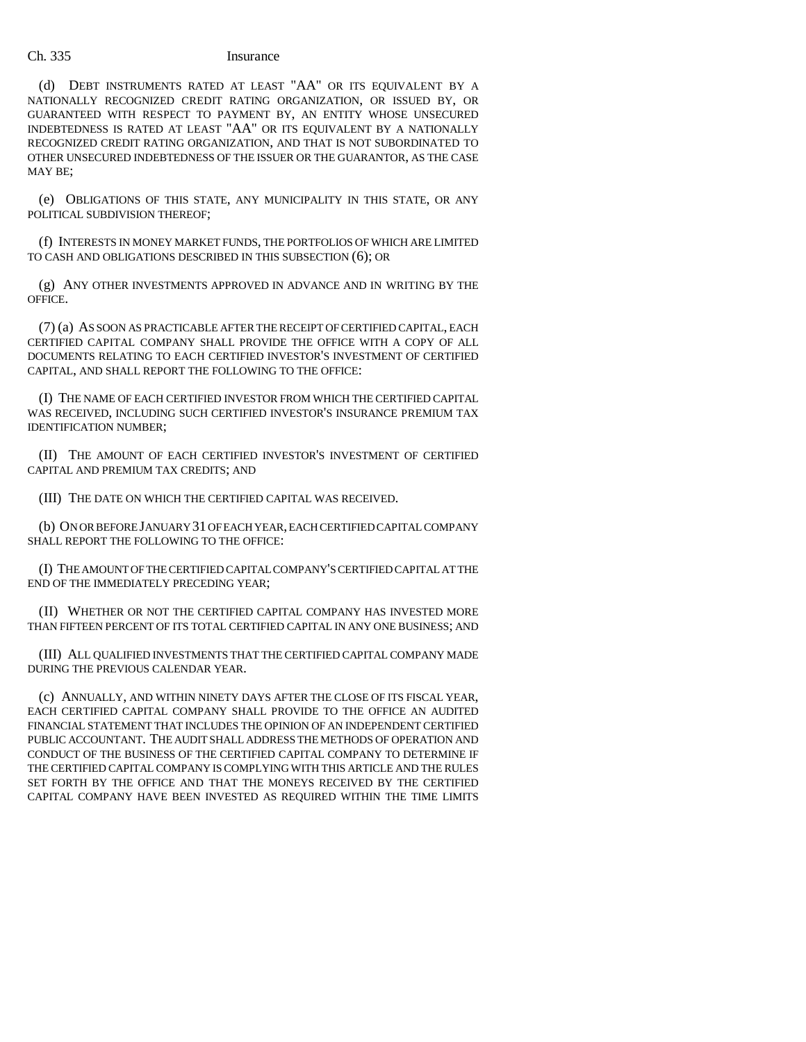(d) DEBT INSTRUMENTS RATED AT LEAST "AA" OR ITS EQUIVALENT BY A NATIONALLY RECOGNIZED CREDIT RATING ORGANIZATION, OR ISSUED BY, OR GUARANTEED WITH RESPECT TO PAYMENT BY, AN ENTITY WHOSE UNSECURED INDEBTEDNESS IS RATED AT LEAST "AA" OR ITS EQUIVALENT BY A NATIONALLY RECOGNIZED CREDIT RATING ORGANIZATION, AND THAT IS NOT SUBORDINATED TO OTHER UNSECURED INDEBTEDNESS OF THE ISSUER OR THE GUARANTOR, AS THE CASE MAY BE;

(e) OBLIGATIONS OF THIS STATE, ANY MUNICIPALITY IN THIS STATE, OR ANY POLITICAL SUBDIVISION THEREOF;

(f) INTERESTS IN MONEY MARKET FUNDS, THE PORTFOLIOS OF WHICH ARE LIMITED TO CASH AND OBLIGATIONS DESCRIBED IN THIS SUBSECTION (6); OR

(g) ANY OTHER INVESTMENTS APPROVED IN ADVANCE AND IN WRITING BY THE OFFICE.

(7) (a) AS SOON AS PRACTICABLE AFTER THE RECEIPT OF CERTIFIED CAPITAL, EACH CERTIFIED CAPITAL COMPANY SHALL PROVIDE THE OFFICE WITH A COPY OF ALL DOCUMENTS RELATING TO EACH CERTIFIED INVESTOR'S INVESTMENT OF CERTIFIED CAPITAL, AND SHALL REPORT THE FOLLOWING TO THE OFFICE:

(I) THE NAME OF EACH CERTIFIED INVESTOR FROM WHICH THE CERTIFIED CAPITAL WAS RECEIVED, INCLUDING SUCH CERTIFIED INVESTOR'S INSURANCE PREMIUM TAX IDENTIFICATION NUMBER;

(II) THE AMOUNT OF EACH CERTIFIED INVESTOR'S INVESTMENT OF CERTIFIED CAPITAL AND PREMIUM TAX CREDITS; AND

(III) THE DATE ON WHICH THE CERTIFIED CAPITAL WAS RECEIVED.

(b) ON OR BEFORE JANUARY 31 OF EACH YEAR, EACH CERTIFIED CAPITAL COMPANY SHALL REPORT THE FOLLOWING TO THE OFFICE:

(I) THE AMOUNT OF THE CERTIFIED CAPITAL COMPANY'S CERTIFIED CAPITAL AT THE END OF THE IMMEDIATELY PRECEDING YEAR;

(II) WHETHER OR NOT THE CERTIFIED CAPITAL COMPANY HAS INVESTED MORE THAN FIFTEEN PERCENT OF ITS TOTAL CERTIFIED CAPITAL IN ANY ONE BUSINESS; AND

(III) ALL QUALIFIED INVESTMENTS THAT THE CERTIFIED CAPITAL COMPANY MADE DURING THE PREVIOUS CALENDAR YEAR.

(c) ANNUALLY, AND WITHIN NINETY DAYS AFTER THE CLOSE OF ITS FISCAL YEAR, EACH CERTIFIED CAPITAL COMPANY SHALL PROVIDE TO THE OFFICE AN AUDITED FINANCIAL STATEMENT THAT INCLUDES THE OPINION OF AN INDEPENDENT CERTIFIED PUBLIC ACCOUNTANT. THE AUDIT SHALL ADDRESS THE METHODS OF OPERATION AND CONDUCT OF THE BUSINESS OF THE CERTIFIED CAPITAL COMPANY TO DETERMINE IF THE CERTIFIED CAPITAL COMPANY IS COMPLYING WITH THIS ARTICLE AND THE RULES SET FORTH BY THE OFFICE AND THAT THE MONEYS RECEIVED BY THE CERTIFIED CAPITAL COMPANY HAVE BEEN INVESTED AS REQUIRED WITHIN THE TIME LIMITS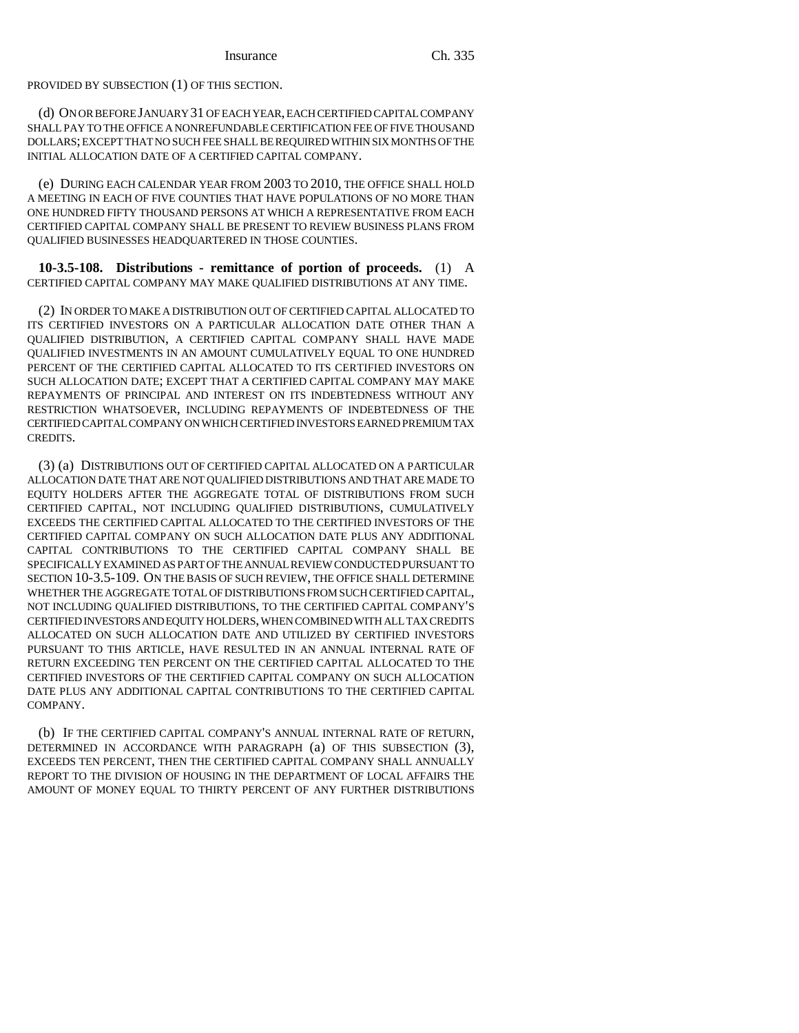PROVIDED BY SUBSECTION (1) OF THIS SECTION.

(d) ON OR BEFORE JANUARY 31 OF EACH YEAR, EACH CERTIFIED CAPITAL COMPANY SHALL PAY TO THE OFFICE A NONREFUNDABLE CERTIFICATION FEE OF FIVE THOUSAND DOLLARS; EXCEPT THAT NO SUCH FEE SHALL BE REQUIRED WITHIN SIX MONTHS OF THE INITIAL ALLOCATION DATE OF A CERTIFIED CAPITAL COMPANY.

(e) DURING EACH CALENDAR YEAR FROM 2003 TO 2010, THE OFFICE SHALL HOLD A MEETING IN EACH OF FIVE COUNTIES THAT HAVE POPULATIONS OF NO MORE THAN ONE HUNDRED FIFTY THOUSAND PERSONS AT WHICH A REPRESENTATIVE FROM EACH CERTIFIED CAPITAL COMPANY SHALL BE PRESENT TO REVIEW BUSINESS PLANS FROM QUALIFIED BUSINESSES HEADQUARTERED IN THOSE COUNTIES.

**10-3.5-108. Distributions - remittance of portion of proceeds.** (1) A CERTIFIED CAPITAL COMPANY MAY MAKE QUALIFIED DISTRIBUTIONS AT ANY TIME.

(2) IN ORDER TO MAKE A DISTRIBUTION OUT OF CERTIFIED CAPITAL ALLOCATED TO ITS CERTIFIED INVESTORS ON A PARTICULAR ALLOCATION DATE OTHER THAN A QUALIFIED DISTRIBUTION, A CERTIFIED CAPITAL COMPANY SHALL HAVE MADE QUALIFIED INVESTMENTS IN AN AMOUNT CUMULATIVELY EQUAL TO ONE HUNDRED PERCENT OF THE CERTIFIED CAPITAL ALLOCATED TO ITS CERTIFIED INVESTORS ON SUCH ALLOCATION DATE; EXCEPT THAT A CERTIFIED CAPITAL COMPANY MAY MAKE REPAYMENTS OF PRINCIPAL AND INTEREST ON ITS INDEBTEDNESS WITHOUT ANY RESTRICTION WHATSOEVER, INCLUDING REPAYMENTS OF INDEBTEDNESS OF THE CERTIFIED CAPITAL COMPANY ON WHICH CERTIFIED INVESTORS EARNED PREMIUM TAX CREDITS.

(3) (a) DISTRIBUTIONS OUT OF CERTIFIED CAPITAL ALLOCATED ON A PARTICULAR ALLOCATION DATE THAT ARE NOT QUALIFIED DISTRIBUTIONS AND THAT ARE MADE TO EQUITY HOLDERS AFTER THE AGGREGATE TOTAL OF DISTRIBUTIONS FROM SUCH CERTIFIED CAPITAL, NOT INCLUDING QUALIFIED DISTRIBUTIONS, CUMULATIVELY EXCEEDS THE CERTIFIED CAPITAL ALLOCATED TO THE CERTIFIED INVESTORS OF THE CERTIFIED CAPITAL COMPANY ON SUCH ALLOCATION DATE PLUS ANY ADDITIONAL CAPITAL CONTRIBUTIONS TO THE CERTIFIED CAPITAL COMPANY SHALL BE SPECIFICALLY EXAMINED AS PART OF THE ANNUAL REVIEW CONDUCTED PURSUANT TO SECTION 10-3.5-109. ON THE BASIS OF SUCH REVIEW, THE OFFICE SHALL DETERMINE WHETHER THE AGGREGATE TOTAL OF DISTRIBUTIONS FROM SUCH CERTIFIED CAPITAL, NOT INCLUDING QUALIFIED DISTRIBUTIONS, TO THE CERTIFIED CAPITAL COMPANY'S CERTIFIED INVESTORS AND EQUITY HOLDERS, WHEN COMBINED WITH ALL TAX CREDITS ALLOCATED ON SUCH ALLOCATION DATE AND UTILIZED BY CERTIFIED INVESTORS PURSUANT TO THIS ARTICLE, HAVE RESULTED IN AN ANNUAL INTERNAL RATE OF RETURN EXCEEDING TEN PERCENT ON THE CERTIFIED CAPITAL ALLOCATED TO THE CERTIFIED INVESTORS OF THE CERTIFIED CAPITAL COMPANY ON SUCH ALLOCATION DATE PLUS ANY ADDITIONAL CAPITAL CONTRIBUTIONS TO THE CERTIFIED CAPITAL COMPANY.

(b) IF THE CERTIFIED CAPITAL COMPANY'S ANNUAL INTERNAL RATE OF RETURN, DETERMINED IN ACCORDANCE WITH PARAGRAPH (a) OF THIS SUBSECTION (3), EXCEEDS TEN PERCENT, THEN THE CERTIFIED CAPITAL COMPANY SHALL ANNUALLY REPORT TO THE DIVISION OF HOUSING IN THE DEPARTMENT OF LOCAL AFFAIRS THE AMOUNT OF MONEY EQUAL TO THIRTY PERCENT OF ANY FURTHER DISTRIBUTIONS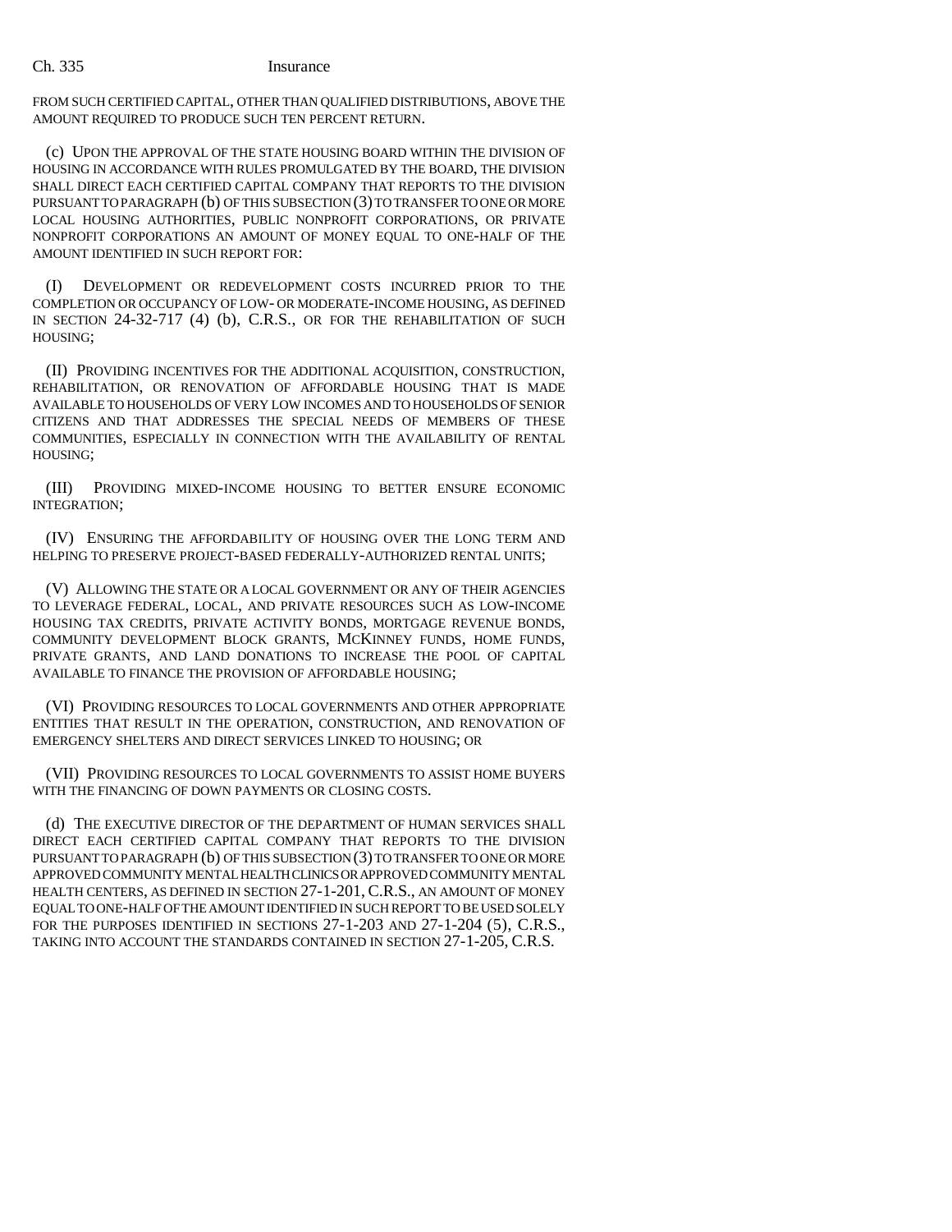FROM SUCH CERTIFIED CAPITAL, OTHER THAN QUALIFIED DISTRIBUTIONS, ABOVE THE AMOUNT REQUIRED TO PRODUCE SUCH TEN PERCENT RETURN.

(c) UPON THE APPROVAL OF THE STATE HOUSING BOARD WITHIN THE DIVISION OF HOUSING IN ACCORDANCE WITH RULES PROMULGATED BY THE BOARD, THE DIVISION SHALL DIRECT EACH CERTIFIED CAPITAL COMPANY THAT REPORTS TO THE DIVISION PURSUANT TO PARAGRAPH (b) OF THIS SUBSECTION (3) TO TRANSFER TO ONE OR MORE LOCAL HOUSING AUTHORITIES, PUBLIC NONPROFIT CORPORATIONS, OR PRIVATE NONPROFIT CORPORATIONS AN AMOUNT OF MONEY EQUAL TO ONE-HALF OF THE AMOUNT IDENTIFIED IN SUCH REPORT FOR:

(I) DEVELOPMENT OR REDEVELOPMENT COSTS INCURRED PRIOR TO THE COMPLETION OR OCCUPANCY OF LOW- OR MODERATE-INCOME HOUSING, AS DEFINED IN SECTION 24-32-717 (4) (b), C.R.S., OR FOR THE REHABILITATION OF SUCH HOUSING;

(II) PROVIDING INCENTIVES FOR THE ADDITIONAL ACQUISITION, CONSTRUCTION, REHABILITATION, OR RENOVATION OF AFFORDABLE HOUSING THAT IS MADE AVAILABLE TO HOUSEHOLDS OF VERY LOW INCOMES AND TO HOUSEHOLDS OF SENIOR CITIZENS AND THAT ADDRESSES THE SPECIAL NEEDS OF MEMBERS OF THESE COMMUNITIES, ESPECIALLY IN CONNECTION WITH THE AVAILABILITY OF RENTAL HOUSING;

(III) PROVIDING MIXED-INCOME HOUSING TO BETTER ENSURE ECONOMIC INTEGRATION;

(IV) ENSURING THE AFFORDABILITY OF HOUSING OVER THE LONG TERM AND HELPING TO PRESERVE PROJECT-BASED FEDERALLY-AUTHORIZED RENTAL UNITS;

(V) ALLOWING THE STATE OR A LOCAL GOVERNMENT OR ANY OF THEIR AGENCIES TO LEVERAGE FEDERAL, LOCAL, AND PRIVATE RESOURCES SUCH AS LOW-INCOME HOUSING TAX CREDITS, PRIVATE ACTIVITY BONDS, MORTGAGE REVENUE BONDS, COMMUNITY DEVELOPMENT BLOCK GRANTS, MCKINNEY FUNDS, HOME FUNDS, PRIVATE GRANTS, AND LAND DONATIONS TO INCREASE THE POOL OF CAPITAL AVAILABLE TO FINANCE THE PROVISION OF AFFORDABLE HOUSING;

(VI) PROVIDING RESOURCES TO LOCAL GOVERNMENTS AND OTHER APPROPRIATE ENTITIES THAT RESULT IN THE OPERATION, CONSTRUCTION, AND RENOVATION OF EMERGENCY SHELTERS AND DIRECT SERVICES LINKED TO HOUSING; OR

(VII) PROVIDING RESOURCES TO LOCAL GOVERNMENTS TO ASSIST HOME BUYERS WITH THE FINANCING OF DOWN PAYMENTS OR CLOSING COSTS.

(d) THE EXECUTIVE DIRECTOR OF THE DEPARTMENT OF HUMAN SERVICES SHALL DIRECT EACH CERTIFIED CAPITAL COMPANY THAT REPORTS TO THE DIVISION PURSUANT TO PARAGRAPH (b) OF THIS SUBSECTION (3) TO TRANSFER TO ONE OR MORE APPROVED COMMUNITY MENTAL HEALTH CLINICS OR APPROVED COMMUNITY MENTAL HEALTH CENTERS, AS DEFINED IN SECTION 27-1-201, C.R.S., AN AMOUNT OF MONEY EQUAL TO ONE-HALF OF THE AMOUNT IDENTIFIED IN SUCH REPORT TO BE USED SOLELY FOR THE PURPOSES IDENTIFIED IN SECTIONS 27-1-203 AND 27-1-204 (5), C.R.S., TAKING INTO ACCOUNT THE STANDARDS CONTAINED IN SECTION 27-1-205, C.R.S.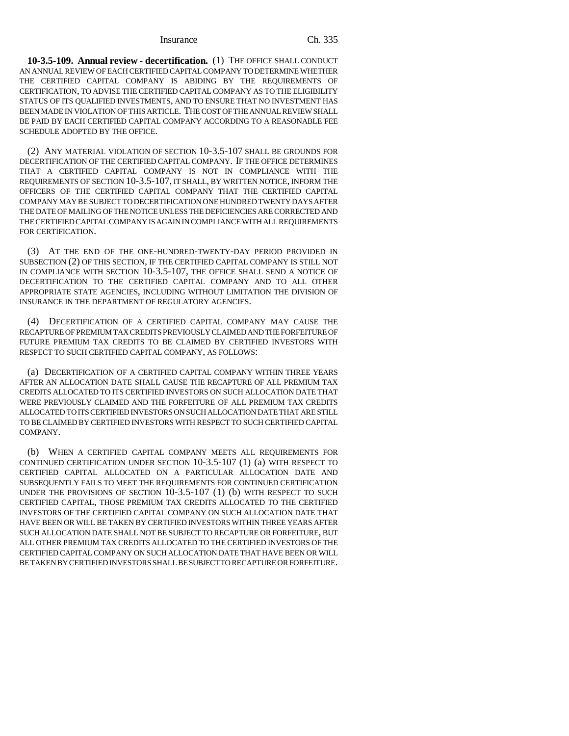**10-3.5-109. Annual review - decertification.** (1) THE OFFICE SHALL CONDUCT AN ANNUAL REVIEW OF EACH CERTIFIED CAPITAL COMPANY TO DETERMINE WHETHER THE CERTIFIED CAPITAL COMPANY IS ABIDING BY THE REQUIREMENTS OF CERTIFICATION, TO ADVISE THE CERTIFIED CAPITAL COMPANY AS TO THE ELIGIBILITY STATUS OF ITS QUALIFIED INVESTMENTS, AND TO ENSURE THAT NO INVESTMENT HAS BEEN MADE IN VIOLATION OF THIS ARTICLE. THE COST OF THE ANNUAL REVIEW SHALL BE PAID BY EACH CERTIFIED CAPITAL COMPANY ACCORDING TO A REASONABLE FEE SCHEDULE ADOPTED BY THE OFFICE.

(2) ANY MATERIAL VIOLATION OF SECTION 10-3.5-107 SHALL BE GROUNDS FOR DECERTIFICATION OF THE CERTIFIED CAPITAL COMPANY. IF THE OFFICE DETERMINES THAT A CERTIFIED CAPITAL COMPANY IS NOT IN COMPLIANCE WITH THE REQUIREMENTS OF SECTION 10-3.5-107, IT SHALL, BY WRITTEN NOTICE, INFORM THE OFFICERS OF THE CERTIFIED CAPITAL COMPANY THAT THE CERTIFIED CAPITAL COMPANY MAY BE SUBJECT TO DECERTIFICATION ONE HUNDRED TWENTY DAYS AFTER THE DATE OF MAILING OF THE NOTICE UNLESS THE DEFICIENCIES ARE CORRECTED AND THE CERTIFIED CAPITAL COMPANY IS AGAIN IN COMPLIANCE WITH ALL REQUIREMENTS FOR CERTIFICATION.

(3) AT THE END OF THE ONE-HUNDRED-TWENTY-DAY PERIOD PROVIDED IN SUBSECTION (2) OF THIS SECTION, IF THE CERTIFIED CAPITAL COMPANY IS STILL NOT IN COMPLIANCE WITH SECTION 10-3.5-107, THE OFFICE SHALL SEND A NOTICE OF DECERTIFICATION TO THE CERTIFIED CAPITAL COMPANY AND TO ALL OTHER APPROPRIATE STATE AGENCIES, INCLUDING WITHOUT LIMITATION THE DIVISION OF INSURANCE IN THE DEPARTMENT OF REGULATORY AGENCIES.

(4) DECERTIFICATION OF A CERTIFIED CAPITAL COMPANY MAY CAUSE THE RECAPTURE OF PREMIUM TAX CREDITS PREVIOUSLY CLAIMED AND THE FORFEITURE OF FUTURE PREMIUM TAX CREDITS TO BE CLAIMED BY CERTIFIED INVESTORS WITH RESPECT TO SUCH CERTIFIED CAPITAL COMPANY, AS FOLLOWS:

(a) DECERTIFICATION OF A CERTIFIED CAPITAL COMPANY WITHIN THREE YEARS AFTER AN ALLOCATION DATE SHALL CAUSE THE RECAPTURE OF ALL PREMIUM TAX CREDITS ALLOCATED TO ITS CERTIFIED INVESTORS ON SUCH ALLOCATION DATE THAT WERE PREVIOUSLY CLAIMED AND THE FORFEITURE OF ALL PREMIUM TAX CREDITS ALLOCATED TO ITS CERTIFIED INVESTORS ON SUCH ALLOCATION DATE THAT ARE STILL TO BE CLAIMED BY CERTIFIED INVESTORS WITH RESPECT TO SUCH CERTIFIED CAPITAL COMPANY.

(b) WHEN A CERTIFIED CAPITAL COMPANY MEETS ALL REQUIREMENTS FOR CONTINUED CERTIFICATION UNDER SECTION 10-3.5-107 (1) (a) WITH RESPECT TO CERTIFIED CAPITAL ALLOCATED ON A PARTICULAR ALLOCATION DATE AND SUBSEQUENTLY FAILS TO MEET THE REQUIREMENTS FOR CONTINUED CERTIFICATION UNDER THE PROVISIONS OF SECTION 10-3.5-107 (1) (b) WITH RESPECT TO SUCH CERTIFIED CAPITAL, THOSE PREMIUM TAX CREDITS ALLOCATED TO THE CERTIFIED INVESTORS OF THE CERTIFIED CAPITAL COMPANY ON SUCH ALLOCATION DATE THAT HAVE BEEN OR WILL BE TAKEN BY CERTIFIED INVESTORS WITHIN THREE YEARS AFTER SUCH ALLOCATION DATE SHALL NOT BE SUBJECT TO RECAPTURE OR FORFEITURE, BUT ALL OTHER PREMIUM TAX CREDITS ALLOCATED TO THE CERTIFIED INVESTORS OF THE CERTIFIED CAPITAL COMPANY ON SUCH ALLOCATION DATE THAT HAVE BEEN OR WILL BE TAKEN BY CERTIFIED INVESTORS SHALL BE SUBJECT TO RECAPTURE OR FORFEITURE.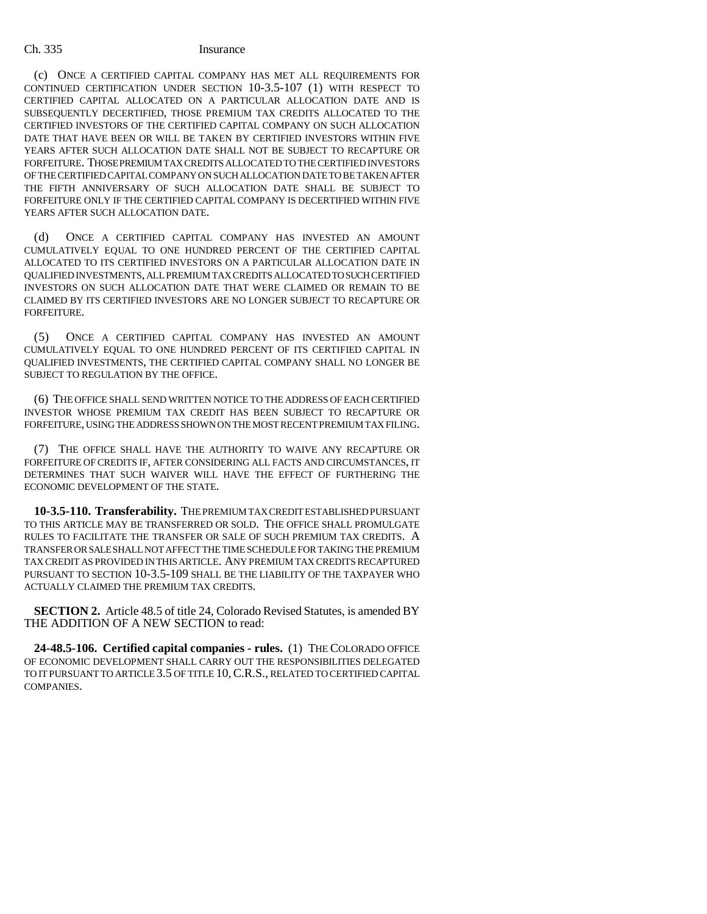(c) ONCE A CERTIFIED CAPITAL COMPANY HAS MET ALL REQUIREMENTS FOR CONTINUED CERTIFICATION UNDER SECTION 10-3.5-107 (1) WITH RESPECT TO CERTIFIED CAPITAL ALLOCATED ON A PARTICULAR ALLOCATION DATE AND IS SUBSEQUENTLY DECERTIFIED, THOSE PREMIUM TAX CREDITS ALLOCATED TO THE CERTIFIED INVESTORS OF THE CERTIFIED CAPITAL COMPANY ON SUCH ALLOCATION DATE THAT HAVE BEEN OR WILL BE TAKEN BY CERTIFIED INVESTORS WITHIN FIVE YEARS AFTER SUCH ALLOCATION DATE SHALL NOT BE SUBJECT TO RECAPTURE OR FORFEITURE. THOSE PREMIUM TAX CREDITS ALLOCATED TO THE CERTIFIED INVESTORS OF THE CERTIFIED CAPITAL COMPANY ON SUCH ALLOCATION DATE TO BE TAKEN AFTER THE FIFTH ANNIVERSARY OF SUCH ALLOCATION DATE SHALL BE SUBJECT TO FORFEITURE ONLY IF THE CERTIFIED CAPITAL COMPANY IS DECERTIFIED WITHIN FIVE YEARS AFTER SUCH ALLOCATION DATE.

(d) ONCE A CERTIFIED CAPITAL COMPANY HAS INVESTED AN AMOUNT CUMULATIVELY EQUAL TO ONE HUNDRED PERCENT OF THE CERTIFIED CAPITAL ALLOCATED TO ITS CERTIFIED INVESTORS ON A PARTICULAR ALLOCATION DATE IN QUALIFIED INVESTMENTS, ALL PREMIUM TAX CREDITS ALLOCATED TO SUCH CERTIFIED INVESTORS ON SUCH ALLOCATION DATE THAT WERE CLAIMED OR REMAIN TO BE CLAIMED BY ITS CERTIFIED INVESTORS ARE NO LONGER SUBJECT TO RECAPTURE OR FORFEITURE.

(5) ONCE A CERTIFIED CAPITAL COMPANY HAS INVESTED AN AMOUNT CUMULATIVELY EQUAL TO ONE HUNDRED PERCENT OF ITS CERTIFIED CAPITAL IN QUALIFIED INVESTMENTS, THE CERTIFIED CAPITAL COMPANY SHALL NO LONGER BE SUBJECT TO REGULATION BY THE OFFICE.

(6) THE OFFICE SHALL SEND WRITTEN NOTICE TO THE ADDRESS OF EACH CERTIFIED INVESTOR WHOSE PREMIUM TAX CREDIT HAS BEEN SUBJECT TO RECAPTURE OR FORFEITURE, USING THE ADDRESS SHOWN ON THE MOST RECENT PREMIUM TAX FILING.

(7) THE OFFICE SHALL HAVE THE AUTHORITY TO WAIVE ANY RECAPTURE OR FORFEITURE OF CREDITS IF, AFTER CONSIDERING ALL FACTS AND CIRCUMSTANCES, IT DETERMINES THAT SUCH WAIVER WILL HAVE THE EFFECT OF FURTHERING THE ECONOMIC DEVELOPMENT OF THE STATE.

**10-3.5-110. Transferability.** THE PREMIUM TAX CREDIT ESTABLISHED PURSUANT TO THIS ARTICLE MAY BE TRANSFERRED OR SOLD. THE OFFICE SHALL PROMULGATE RULES TO FACILITATE THE TRANSFER OR SALE OF SUCH PREMIUM TAX CREDITS. A TRANSFER OR SALE SHALL NOT AFFECT THE TIME SCHEDULE FOR TAKING THE PREMIUM TAX CREDIT AS PROVIDED IN THIS ARTICLE. ANY PREMIUM TAX CREDITS RECAPTURED PURSUANT TO SECTION 10-3.5-109 SHALL BE THE LIABILITY OF THE TAXPAYER WHO ACTUALLY CLAIMED THE PREMIUM TAX CREDITS.

**SECTION 2.** Article 48.5 of title 24, Colorado Revised Statutes, is amended BY THE ADDITION OF A NEW SECTION to read:

**24-48.5-106. Certified capital companies - rules.** (1) THE COLORADO OFFICE OF ECONOMIC DEVELOPMENT SHALL CARRY OUT THE RESPONSIBILITIES DELEGATED TO IT PURSUANT TO ARTICLE 3.5 OF TITLE 10, C.R.S., RELATED TO CERTIFIED CAPITAL COMPANIES.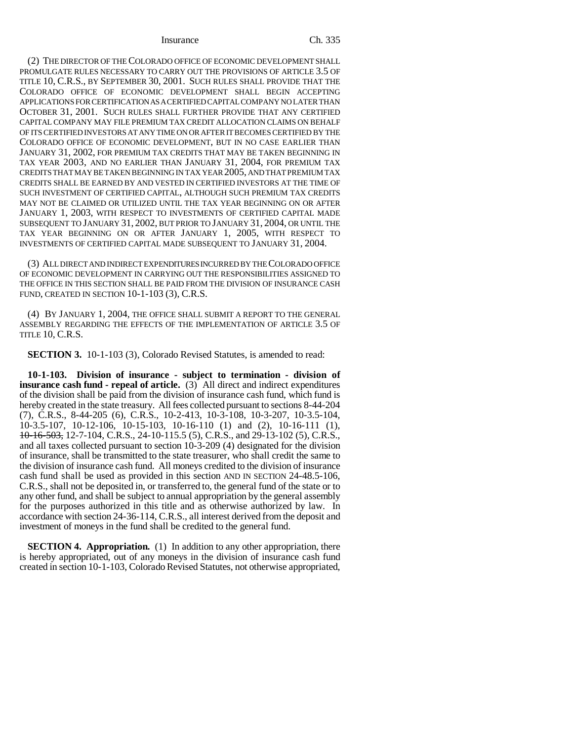(2) THE DIRECTOR OF THE COLORADO OFFICE OF ECONOMIC DEVELOPMENT SHALL PROMULGATE RULES NECESSARY TO CARRY OUT THE PROVISIONS OF ARTICLE 3.5 OF TITLE 10, C.R.S., BY SEPTEMBER 30, 2001. SUCH RULES SHALL PROVIDE THAT THE COLORADO OFFICE OF ECONOMIC DEVELOPMENT SHALL BEGIN ACCEPTING APPLICATIONS FOR CERTIFICATION AS A CERTIFIED CAPITAL COMPANY NO LATER THAN OCTOBER 31, 2001. SUCH RULES SHALL FURTHER PROVIDE THAT ANY CERTIFIED CAPITAL COMPANY MAY FILE PREMIUM TAX CREDIT ALLOCATION CLAIMS ON BEHALF OF ITS CERTIFIED INVESTORS AT ANY TIME ON OR AFTER IT BECOMES CERTIFIED BY THE COLORADO OFFICE OF ECONOMIC DEVELOPMENT, BUT IN NO CASE EARLIER THAN JANUARY 31, 2002, FOR PREMIUM TAX CREDITS THAT MAY BE TAKEN BEGINNING IN TAX YEAR 2003, AND NO EARLIER THAN JANUARY 31, 2004, FOR PREMIUM TAX CREDITS THAT MAY BE TAKEN BEGINNING IN TAX YEAR 2005, AND THAT PREMIUM TAX CREDITS SHALL BE EARNED BY AND VESTED IN CERTIFIED INVESTORS AT THE TIME OF SUCH INVESTMENT OF CERTIFIED CAPITAL, ALTHOUGH SUCH PREMIUM TAX CREDITS MAY NOT BE CLAIMED OR UTILIZED UNTIL THE TAX YEAR BEGINNING ON OR AFTER JANUARY 1, 2003, WITH RESPECT TO INVESTMENTS OF CERTIFIED CAPITAL MADE SUBSEQUENT TO JANUARY 31, 2002, BUT PRIOR TO JANUARY 31, 2004, OR UNTIL THE TAX YEAR BEGINNING ON OR AFTER JANUARY 1, 2005, WITH RESPECT TO INVESTMENTS OF CERTIFIED CAPITAL MADE SUBSEQUENT TO JANUARY 31, 2004.

(3) ALL DIRECT AND INDIRECT EXPENDITURES INCURRED BY THE COLORADO OFFICE OF ECONOMIC DEVELOPMENT IN CARRYING OUT THE RESPONSIBILITIES ASSIGNED TO THE OFFICE IN THIS SECTION SHALL BE PAID FROM THE DIVISION OF INSURANCE CASH FUND, CREATED IN SECTION 10-1-103 (3), C.R.S.

(4) BY JANUARY 1, 2004, THE OFFICE SHALL SUBMIT A REPORT TO THE GENERAL ASSEMBLY REGARDING THE EFFECTS OF THE IMPLEMENTATION OF ARTICLE 3.5 OF TITLE 10, C.R.S.

**SECTION 3.** 10-1-103 (3), Colorado Revised Statutes, is amended to read:

**10-1-103. Division of insurance - subject to termination - division of insurance cash fund - repeal of article.** (3) All direct and indirect expenditures of the division shall be paid from the division of insurance cash fund, which fund is hereby created in the state treasury. All fees collected pursuant to sections 8-44-204 (7), C.R.S., 8-44-205 (6), C.R.S., 10-2-413, 10-3-108, 10-3-207, 10-3.5-104, 10-3.5-107, 10-12-106, 10-15-103, 10-16-110 (1) and (2), 10-16-111 (1), ~~10-16-503,~~ 12-7-104, C.R.S., 24-10-115.5 (5), C.R.S., and 29-13-102 (5), C.R.S., and all taxes collected pursuant to section 10-3-209 (4) designated for the division of insurance, shall be transmitted to the state treasurer, who shall credit the same to the division of insurance cash fund. All moneys credited to the division of insurance cash fund shall be used as provided in this section AND IN SECTION 24-48.5-106, C.R.S., shall not be deposited in, or transferred to, the general fund of the state or to any other fund, and shall be subject to annual appropriation by the general assembly for the purposes authorized in this title and as otherwise authorized by law. In accordance with section 24-36-114, C.R.S., all interest derived from the deposit and investment of moneys in the fund shall be credited to the general fund.

**SECTION 4. Appropriation.** (1) In addition to any other appropriation, there is hereby appropriated, out of any moneys in the division of insurance cash fund created in section 10-1-103, Colorado Revised Statutes, not otherwise appropriated,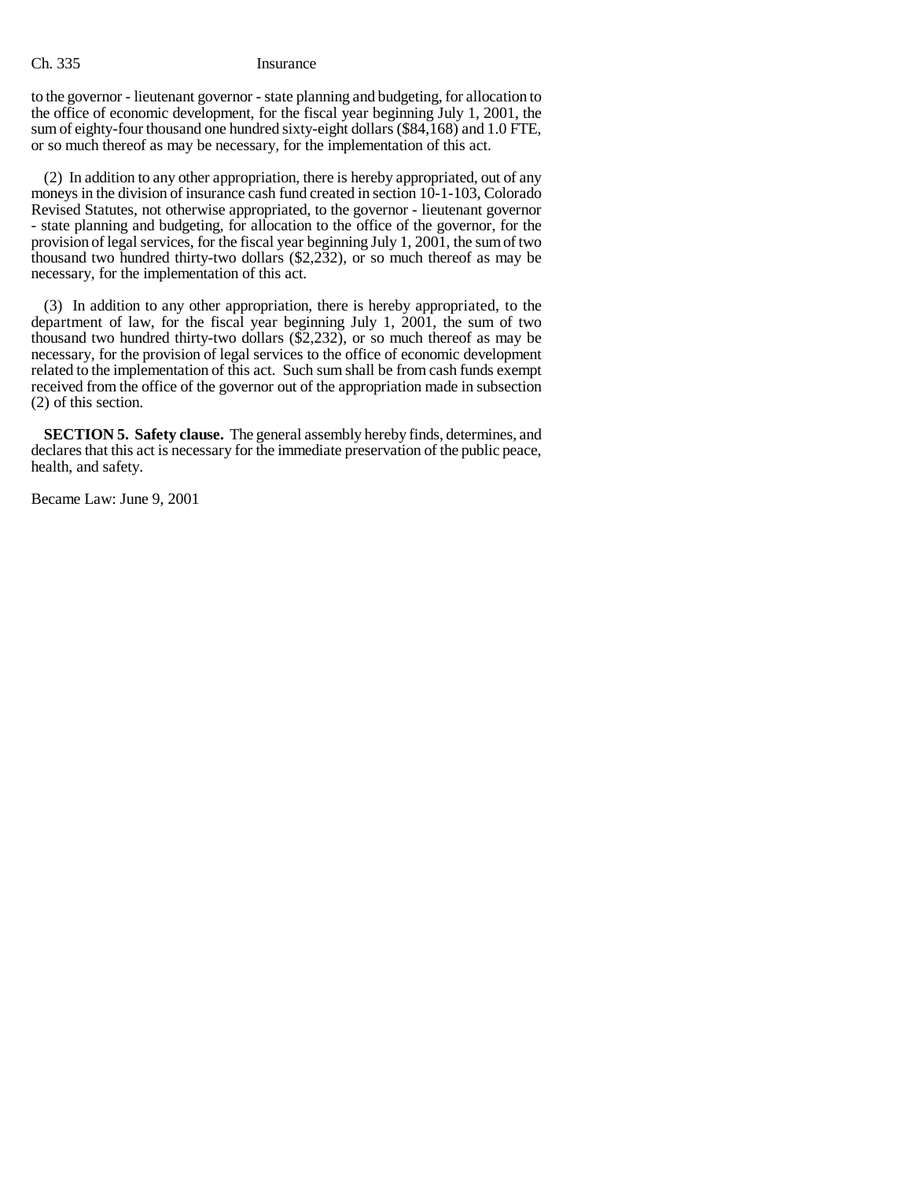to the governor - lieutenant governor - state planning and budgeting, for allocation to the office of economic development, for the fiscal year beginning July 1, 2001, the sum of eighty-four thousand one hundred sixty-eight dollars ($84,168) and 1.0 FTE, or so much thereof as may be necessary, for the implementation of this act.

(2) In addition to any other appropriation, there is hereby appropriated, out of any moneys in the division of insurance cash fund created in section 10-1-103, Colorado Revised Statutes, not otherwise appropriated, to the governor - lieutenant governor - state planning and budgeting, for allocation to the office of the governor, for the provision of legal services, for the fiscal year beginning July 1, 2001, the sum of two thousand two hundred thirty-two dollars ($2,232), or so much thereof as may be necessary, for the implementation of this act.

(3) In addition to any other appropriation, there is hereby appropriated, to the department of law, for the fiscal year beginning July 1, 2001, the sum of two thousand two hundred thirty-two dollars ($2,232), or so much thereof as may be necessary, for the provision of legal services to the office of economic development related to the implementation of this act. Such sum shall be from cash funds exempt received from the office of the governor out of the appropriation made in subsection (2) of this section.

**SECTION 5. Safety clause.** The general assembly hereby finds, determines, and declares that this act is necessary for the immediate preservation of the public peace, health, and safety.

Became Law: June 9, 2001